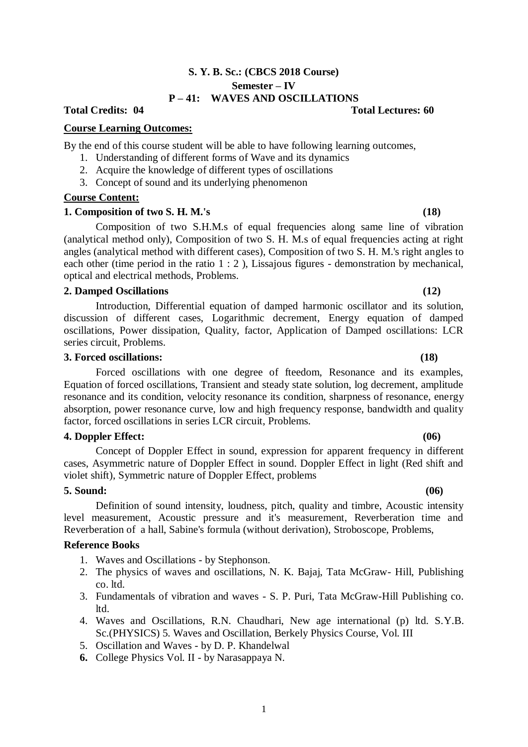# S. Y. B. Sc.: (CBCS 2018 Course)

## Semester – IV

## P – 41: WAVES AND OSCILLATIONS

**Total Credits: 04** **Total Lectures: 60**

**Course Learning Outcomes:**

By the end of this course student will be able to have following learning outcomes,

1. Understanding of different forms of Wave and its dynamics
2. Acquire the knowledge of different types of oscillations
3. Concept of sound and its underlying phenomenon

**Course Content:**

**1. Composition of two S. H. M.'s (18)**

Composition of two S.H.M.s of equal frequencies along same line of vibration (analytical method only), Composition of two S. H. M.s of equal frequencies acting at right angles (analytical method with different cases), Composition of two S. H. M.'s right angles to each other (time period in the ratio 1 : 2 ), Lissajous figures - demonstration by mechanical, optical and electrical methods, Problems.

**2. Damped Oscillations (12)**

Introduction, Differential equation of damped harmonic oscillator and its solution, discussion of different cases, Logarithmic decrement, Energy equation of damped oscillations, Power dissipation, Quality, factor, Application of Damped oscillations: LCR series circuit, Problems.

**3. Forced oscillations: (18)**

Forced oscillations with one degree of fteedom, Resonance and its examples, Equation of forced oscillations, Transient and steady state solution, log decrement, amplitude resonance and its condition, velocity resonance its condition, sharpness of resonance, energy absorption, power resonance curve, low and high frequency response, bandwidth and quality factor, forced oscillations in series LCR circuit, Problems.

**4. Doppler Effect: (06)**

Concept of Doppler Effect in sound, expression for apparent frequency in different cases, Asymmetric nature of Doppler Effect in sound. Doppler Effect in light (Red shift and violet shift), Symmetric nature of Doppler Effect, problems

**5. Sound: (06)**

Definition of sound intensity, loudness, pitch, quality and timbre, Acoustic intensity level measurement, Acoustic pressure and it's measurement, Reverberation time and Reverberation of a hall, Sabine's formula (without derivation), Stroboscope, Problems,

**Reference Books**

1. Waves and Oscillations - by Stephonson.
2. The physics of waves and oscillations, N. K. Bajaj, Tata McGraw- Hill, Publishing co. ltd.
3. Fundamentals of vibration and waves - S. P. Puri, Tata McGraw-Hill Publishing co. ltd.
4. Waves and Oscillations, R.N. Chaudhari, New age international (p) ltd. S.Y.B. Sc.(PHYSICS) 5. Waves and Oscillation, Berkely Physics Course, Vol. III
5. Oscillation and Waves - by D. P. Khandelwal
6. College Physics Vol. II - by Narasappaya N.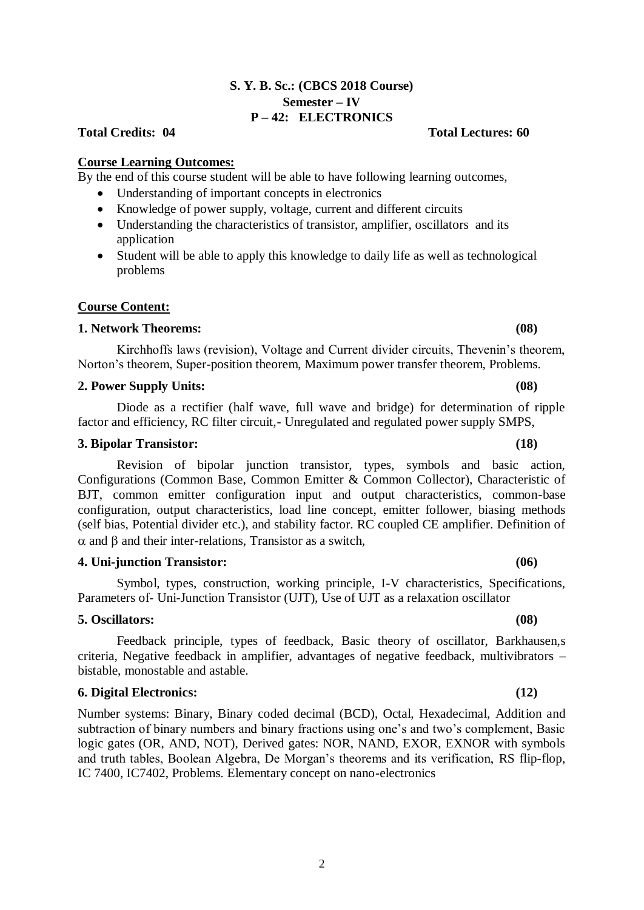**S. Y. B. Sc.: (CBCS 2018 Course)**
**Semester – IV**
**P – 42: ELECTRONICS**

**Total Credits: 04** **Total Lectures: 60**

**Course Learning Outcomes:**

By the end of this course student will be able to have following learning outcomes,

- Understanding of important concepts in electronics
- Knowledge of power supply, voltage, current and different circuits
- Understanding the characteristics of transistor, amplifier, oscillators and its application
- Student will be able to apply this knowledge to daily life as well as technological problems

**Course Content:**

**1. Network Theorems: (08)**

Kirchhoffs laws (revision), Voltage and Current divider circuits, Thevenin's theorem, Norton's theorem, Super-position theorem, Maximum power transfer theorem, Problems.

**2. Power Supply Units: (08)**

Diode as a rectifier (half wave, full wave and bridge) for determination of ripple factor and efficiency, RC filter circuit,- Unregulated and regulated power supply SMPS,

**3. Bipolar Transistor: (18)**

Revision of bipolar junction transistor, types, symbols and basic action, Configurations (Common Base, Common Emitter & Common Collector), Characteristic of BJT, common emitter configuration input and output characteristics, common-base configuration, output characteristics, load line concept, emitter follower, biasing methods (self bias, Potential divider etc.), and stability factor. RC coupled CE amplifier. Definition of $\alpha$ and $\beta$ and their inter-relations, Transistor as a switch,

**4. Uni-junction Transistor: (06)**

Symbol, types, construction, working principle, I-V characteristics, Specifications, Parameters of- Uni-Junction Transistor (UJT), Use of UJT as a relaxation oscillator

**5. Oscillators: (08)**

Feedback principle, types of feedback, Basic theory of oscillator, Barkhausen,s criteria, Negative feedback in amplifier, advantages of negative feedback, multivibrators – bistable, monostable and astable.

**6. Digital Electronics: (12)**

Number systems: Binary, Binary coded decimal (BCD), Octal, Hexadecimal, Addition and subtraction of binary numbers and binary fractions using one's and two's complement, Basic logic gates (OR, AND, NOT), Derived gates: NOR, NAND, EXOR, EXNOR with symbols and truth tables, Boolean Algebra, De Morgan's theorems and its verification, RS flip-flop, IC 7400, IC7402, Problems. Elementary concept on nano-electronics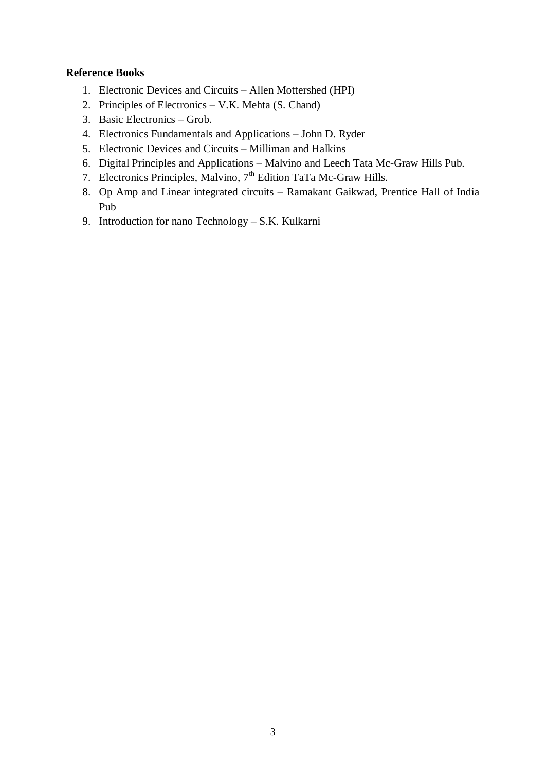**Reference Books**

1. Electronic Devices and Circuits – Allen Mottershed (HPI)
2. Principles of Electronics – V.K. Mehta (S. Chand)
3. Basic Electronics – Grob.
4. Electronics Fundamentals and Applications – John D. Ryder
5. Electronic Devices and Circuits – Milliman and Halkins
6. Digital Principles and Applications – Malvino and Leech Tata Mc-Graw Hills Pub.
7. Electronics Principles, Malvino, 7th Edition TaTa Mc-Graw Hills.
8. Op Amp and Linear integrated circuits – Ramakant Gaikwad, Prentice Hall of India Pub
9. Introduction for nano Technology – S.K. Kulkarni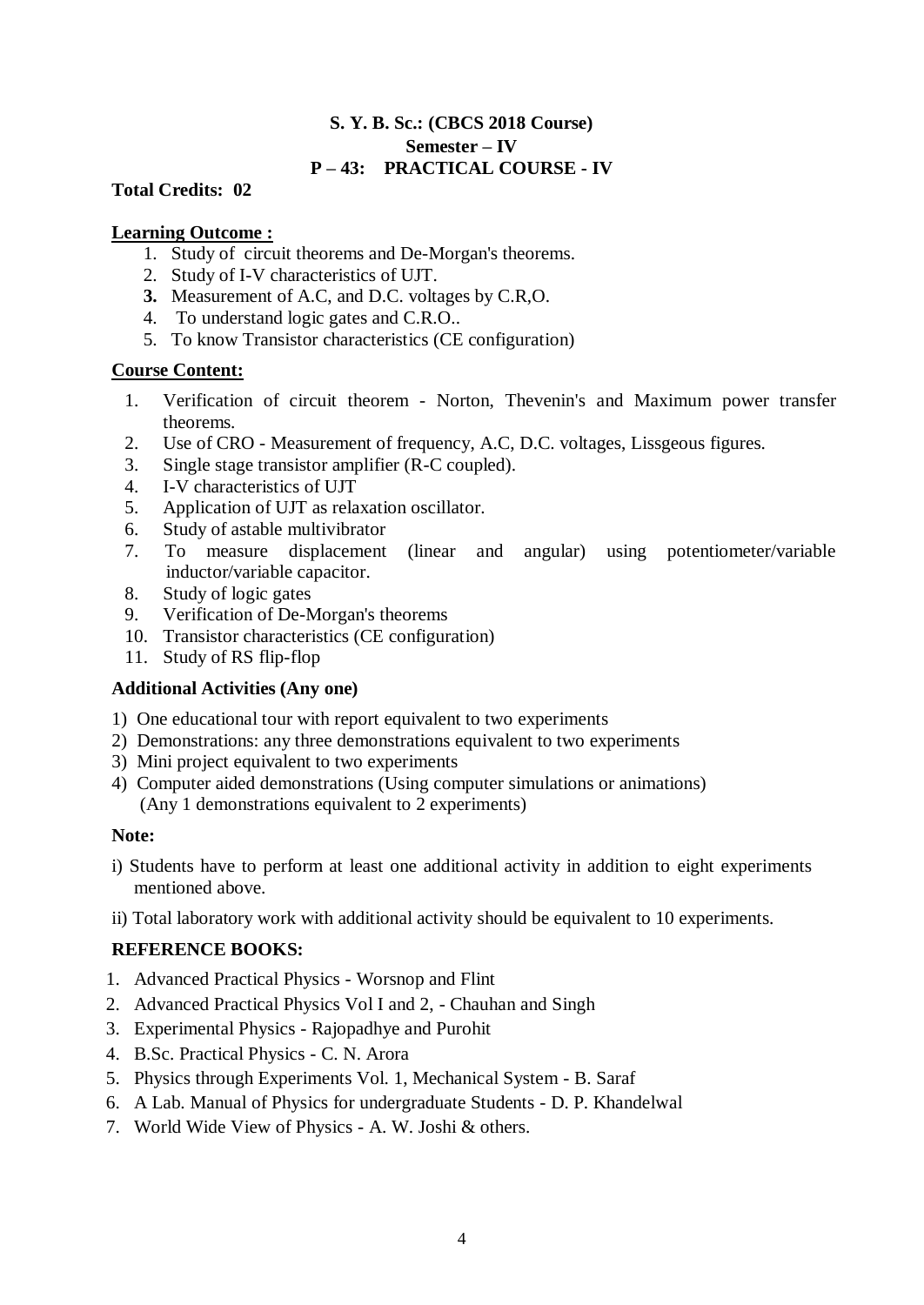**S. Y. B. Sc.: (CBCS 2018 Course)**
**Semester – IV**
**P – 43: PRACTICAL COURSE - IV**

**Total Credits: 02**

**Learning Outcome :**

1. Study of circuit theorems and De-Morgan's theorems.
2. Study of I-V characteristics of UJT.
3. Measurement of A.C, and D.C. voltages by C.R,O.
4. To understand logic gates and C.R.O..
5. To know Transistor characteristics (CE configuration)

**Course Content:**

1. Verification of circuit theorem - Norton, Thevenin's and Maximum power transfer theorems.
2. Use of CRO - Measurement of frequency, A.C, D.C. voltages, Lissgeous figures.
3. Single stage transistor amplifier (R-C coupled).
4. I-V characteristics of UJT
5. Application of UJT as relaxation oscillator.
6. Study of astable multivibrator
7. To measure displacement (linear and angular) using potentiometer/variable inductor/variable capacitor.
8. Study of logic gates
9. Verification of De-Morgan's theorems
10. Transistor characteristics (CE configuration)
11. Study of RS flip-flop

**Additional Activities (Any one)**

1) One educational tour with report equivalent to two experiments
2) Demonstrations: any three demonstrations equivalent to two experiments
3) Mini project equivalent to two experiments
4) Computer aided demonstrations (Using computer simulations or animations) (Any 1 demonstrations equivalent to 2 experiments)

**Note:**

i) Students have to perform at least one additional activity in addition to eight experiments mentioned above.

ii) Total laboratory work with additional activity should be equivalent to 10 experiments.

**REFERENCE BOOKS:**

1. Advanced Practical Physics - Worsnop and Flint
2. Advanced Practical Physics Vol I and 2, - Chauhan and Singh
3. Experimental Physics - Rajopadhye and Purohit
4. B.Sc. Practical Physics - C. N. Arora
5. Physics through Experiments Vol. 1, Mechanical System - B. Saraf
6. A Lab. Manual of Physics for undergraduate Students - D. P. Khandelwal
7. World Wide View of Physics - A. W. Joshi & others.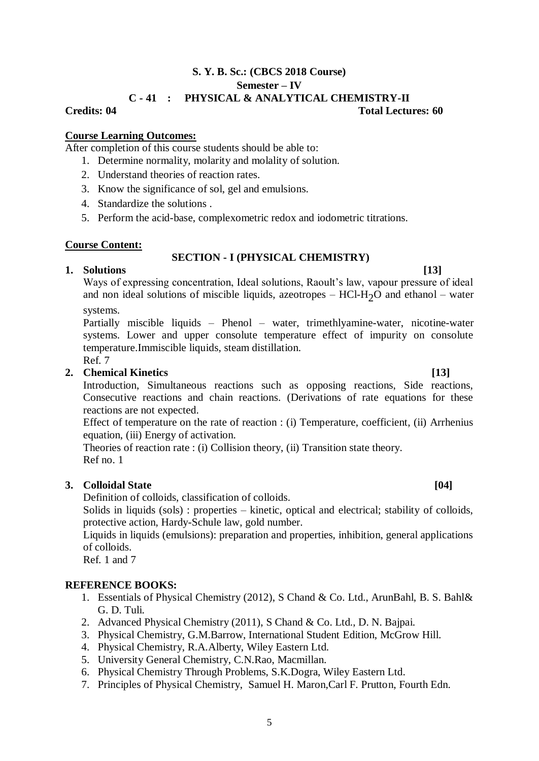**S. Y. B. Sc.: (CBCS 2018 Course)**
**Semester – IV**
**C - 41 : PHYSICAL & ANALYTICAL CHEMISTRY-II**

**Credits: 04** **Total Lectures: 60**

**Course Learning Outcomes:**

After completion of this course students should be able to:

1. Determine normality, molarity and molality of solution.
2. Understand theories of reaction rates.
3. Know the significance of sol, gel and emulsions.
4. Standardize the solutions .
5. Perform the acid-base, complexometric redox and iodometric titrations.

**Course Content:**

**SECTION - I (PHYSICAL CHEMISTRY)**

**1. Solutions [13]**

Ways of expressing concentration, Ideal solutions, Raoult's law, vapour pressure of ideal and non ideal solutions of miscible liquids, azeotropes – HCl-$H_2O$ and ethanol – water systems.

Partially miscible liquids – Phenol – water, trimethlyamine-water, nicotine-water systems. Lower and upper consolute temperature effect of impurity on consolute temperature.Immiscible liquids, steam distillation.

Ref. 7

**2. Chemical Kinetics [13]**

Introduction, Simultaneous reactions such as opposing reactions, Side reactions, Consecutive reactions and chain reactions. (Derivations of rate equations for these reactions are not expected.

Effect of temperature on the rate of reaction : (i) Temperature, coefficient, (ii) Arrhenius equation, (iii) Energy of activation.

Theories of reaction rate : (i) Collision theory, (ii) Transition state theory.

Ref no. 1

**3. Colloidal State [04]**

Definition of colloids, classification of colloids.

Solids in liquids (sols) : properties – kinetic, optical and electrical; stability of colloids, protective action, Hardy-Schule law, gold number.

Liquids in liquids (emulsions): preparation and properties, inhibition, general applications of colloids.

Ref. 1 and 7

**REFERENCE BOOKS:**

1. Essentials of Physical Chemistry (2012), S Chand & Co. Ltd., ArunBahl, B. S. Bahl& G. D. Tuli.
2. Advanced Physical Chemistry (2011), S Chand & Co. Ltd., D. N. Bajpai.
3. Physical Chemistry, G.M.Barrow, International Student Edition, McGrow Hill.
4. Physical Chemistry, R.A.Alberty, Wiley Eastern Ltd.
5. University General Chemistry, C.N.Rao, Macmillan.
6. Physical Chemistry Through Problems, S.K.Dogra, Wiley Eastern Ltd.
7. Principles of Physical Chemistry, Samuel H. Maron,Carl F. Prutton, Fourth Edn.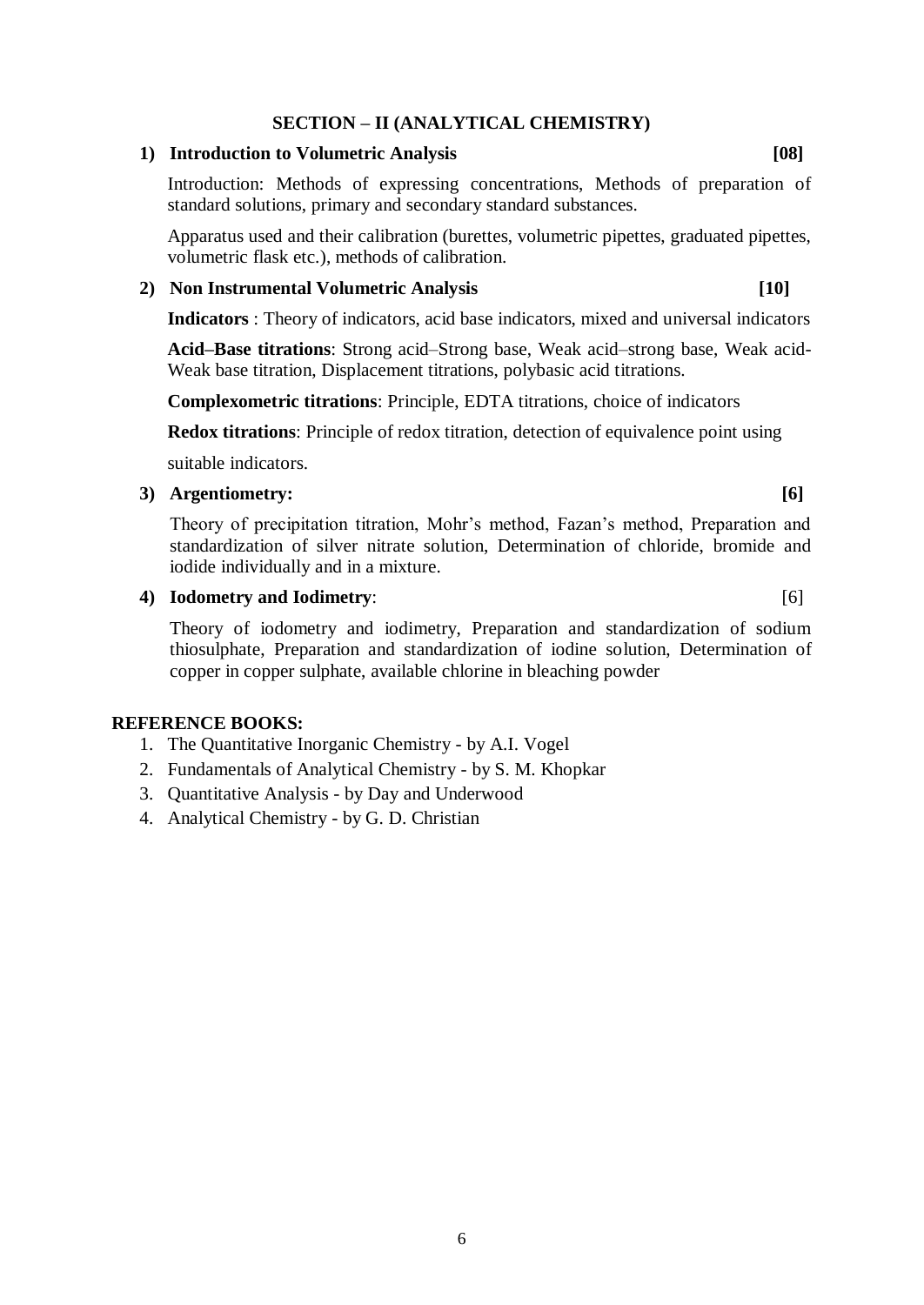## SECTION – II (ANALYTICAL CHEMISTRY)

### 1) Introduction to Volumetric Analysis **[08]**

Introduction: Methods of expressing concentrations, Methods of preparation of standard solutions, primary and secondary standard substances.

Apparatus used and their calibration (burettes, volumetric pipettes, graduated pipettes, volumetric flask etc.), methods of calibration.

### 2) Non Instrumental Volumetric Analysis **[10]**

**Indicators** : Theory of indicators, acid base indicators, mixed and universal indicators

**Acid–Base titrations**: Strong acid–Strong base, Weak acid–strong base, Weak acid-Weak base titration, Displacement titrations, polybasic acid titrations.

**Complexometric titrations**: Principle, EDTA titrations, choice of indicators

**Redox titrations**: Principle of redox titration, detection of equivalence point using suitable indicators.

### 3) Argentiometry: **[6]**

Theory of precipitation titration, Mohr's method, Fazan's method, Preparation and standardization of silver nitrate solution, Determination of chloride, bromide and iodide individually and in a mixture.

### 4) Iodometry and Iodimetry: [6]

Theory of iodometry and iodimetry, Preparation and standardization of sodium thiosulphate, Preparation and standardization of iodine solution, Determination of copper in copper sulphate, available chlorine in bleaching powder

## REFERENCE BOOKS:

1. The Quantitative Inorganic Chemistry - by A.I. Vogel
2. Fundamentals of Analytical Chemistry - by S. M. Khopkar
3. Quantitative Analysis - by Day and Underwood
4. Analytical Chemistry - by G. D. Christian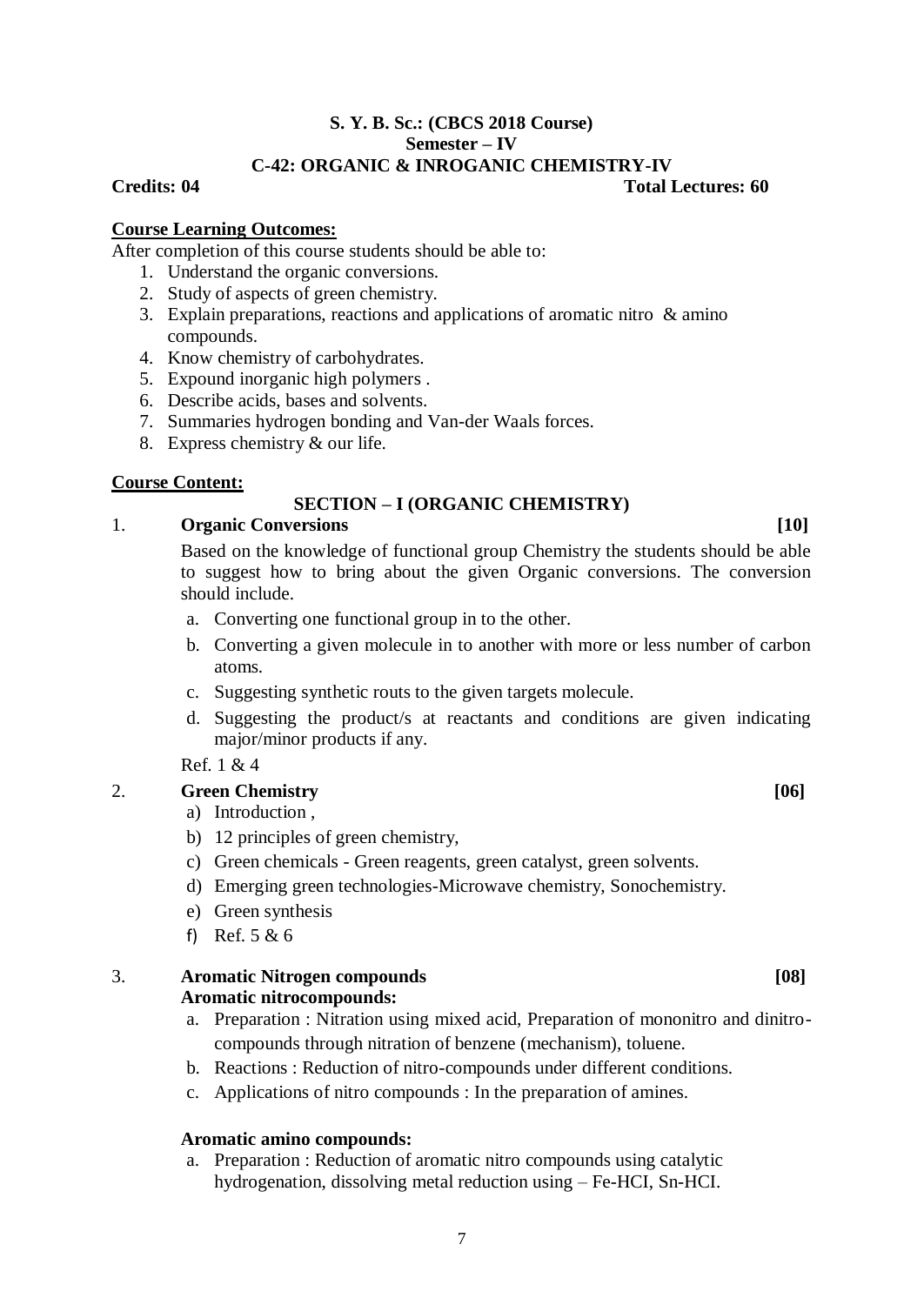**S. Y. B. Sc.: (CBCS 2018 Course)**
**Semester – IV**
**C-42: ORGANIC & INROGANIC CHEMISTRY-IV**

**Credits: 04** **Total Lectures: 60**

**Course Learning Outcomes:**

After completion of this course students should be able to:

1. Understand the organic conversions.
2. Study of aspects of green chemistry.
3. Explain preparations, reactions and applications of aromatic nitro & amino compounds.
4. Know chemistry of carbohydrates.
5. Expound inorganic high polymers .
6. Describe acids, bases and solvents.
7. Summaries hydrogen bonding and Van-der Waals forces.
8. Express chemistry & our life.

**Course Content:**

**SECTION – I (ORGANIC CHEMISTRY)**

1. **Organic Conversions** **[10]**

   Based on the knowledge of functional group Chemistry the students should be able to suggest how to bring about the given Organic conversions. The conversion should include.

   a. Converting one functional group in to the other.
   b. Converting a given molecule in to another with more or less number of carbon atoms.
   c. Suggesting synthetic routs to the given targets molecule.
   d. Suggesting the product/s at reactants and conditions are given indicating major/minor products if any.

   Ref. 1 & 4

2. **Green Chemistry** **[06]**

   a) Introduction ,
   b) 12 principles of green chemistry,
   c) Green chemicals - Green reagents, green catalyst, green solvents.
   d) Emerging green technologies-Microwave chemistry, Sonochemistry.
   e) Green synthesis
   f) Ref. 5 & 6

3. **Aromatic Nitrogen compounds** **[08]**

   **Aromatic nitrocompounds:**

   a. Preparation : Nitration using mixed acid, Preparation of mononitro and dinitro-compounds through nitration of benzene (mechanism), toluene.
   b. Reactions : Reduction of nitro-compounds under different conditions.
   c. Applications of nitro compounds : In the preparation of amines.

   **Aromatic amino compounds:**

   a. Preparation : Reduction of aromatic nitro compounds using catalytic hydrogenation, dissolving metal reduction using – Fe-HCI, Sn-HCI.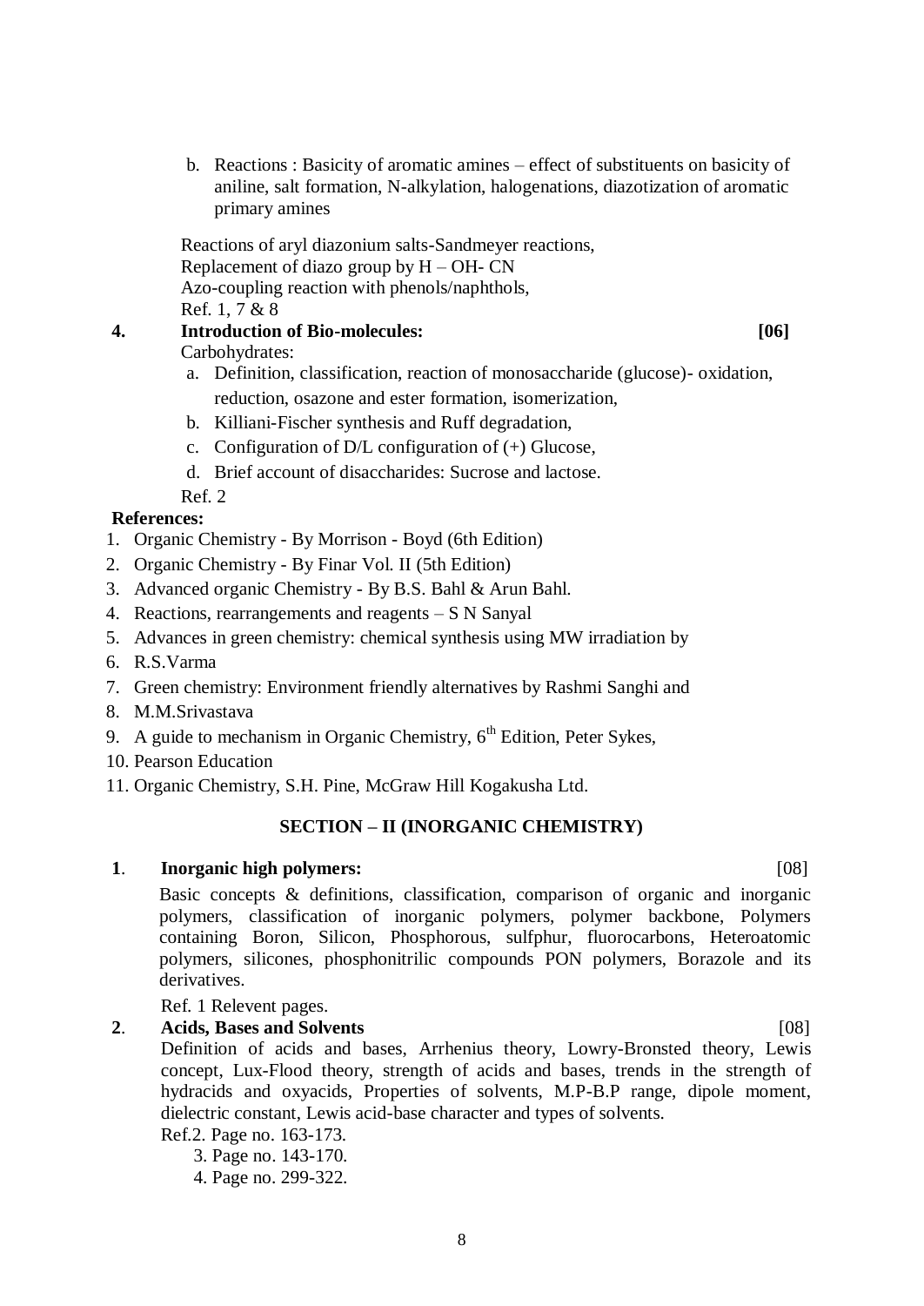b. Reactions : Basicity of aromatic amines – effect of substituents on basicity of aniline, salt formation, N-alkylation, halogenations, diazotization of aromatic primary amines

Reactions of aryl diazonium salts-Sandmeyer reactions,
Replacement of diazo group by H – OH- CN
Azo-coupling reaction with phenols/naphthols,
Ref. 1, 7 & 8

**4. Introduction of Bio-molecules: [06]**

Carbohydrates:

a. Definition, classification, reaction of monosaccharide (glucose)- oxidation, reduction, osazone and ester formation, isomerization,
b. Killiani-Fischer synthesis and Ruff degradation,
c. Configuration of D/L configuration of (+) Glucose,
d. Brief account of disaccharides: Sucrose and lactose.

Ref. 2

**References:**

1. Organic Chemistry - By Morrison - Boyd (6th Edition)
2. Organic Chemistry - By Finar Vol. II (5th Edition)
3. Advanced organic Chemistry - By B.S. Bahl & Arun Bahl.
4. Reactions, rearrangements and reagents – S N Sanyal
5. Advances in green chemistry: chemical synthesis using MW irradiation by
6. R.S.Varma
7. Green chemistry: Environment friendly alternatives by Rashmi Sanghi and
8. M.M.Srivastava
9. A guide to mechanism in Organic Chemistry, 6th Edition, Peter Sykes,
10. Pearson Education
11. Organic Chemistry, S.H. Pine, McGraw Hill Kogakusha Ltd.

## SECTION – II (INORGANIC CHEMISTRY)

**1. Inorganic high polymers:** [08]

Basic concepts & definitions, classification, comparison of organic and inorganic polymers, classification of inorganic polymers, polymer backbone, Polymers containing Boron, Silicon, Phosphorous, sulfphur, fluorocarbons, Heteroatomic polymers, silicones, phosphonitrilic compounds PON polymers, Borazole and its derivatives.

Ref. 1 Relevent pages.

**2. Acids, Bases and Solvents** [08]

Definition of acids and bases, Arrhenius theory, Lowry-Bronsted theory, Lewis concept, Lux-Flood theory, strength of acids and bases, trends in the strength of hydracids and oxyacids, Properties of solvents, M.P-B.P range, dipole moment, dielectric constant, Lewis acid-base character and types of solvents.

Ref.2. Page no. 163-173.
3. Page no. 143-170.
4. Page no. 299-322.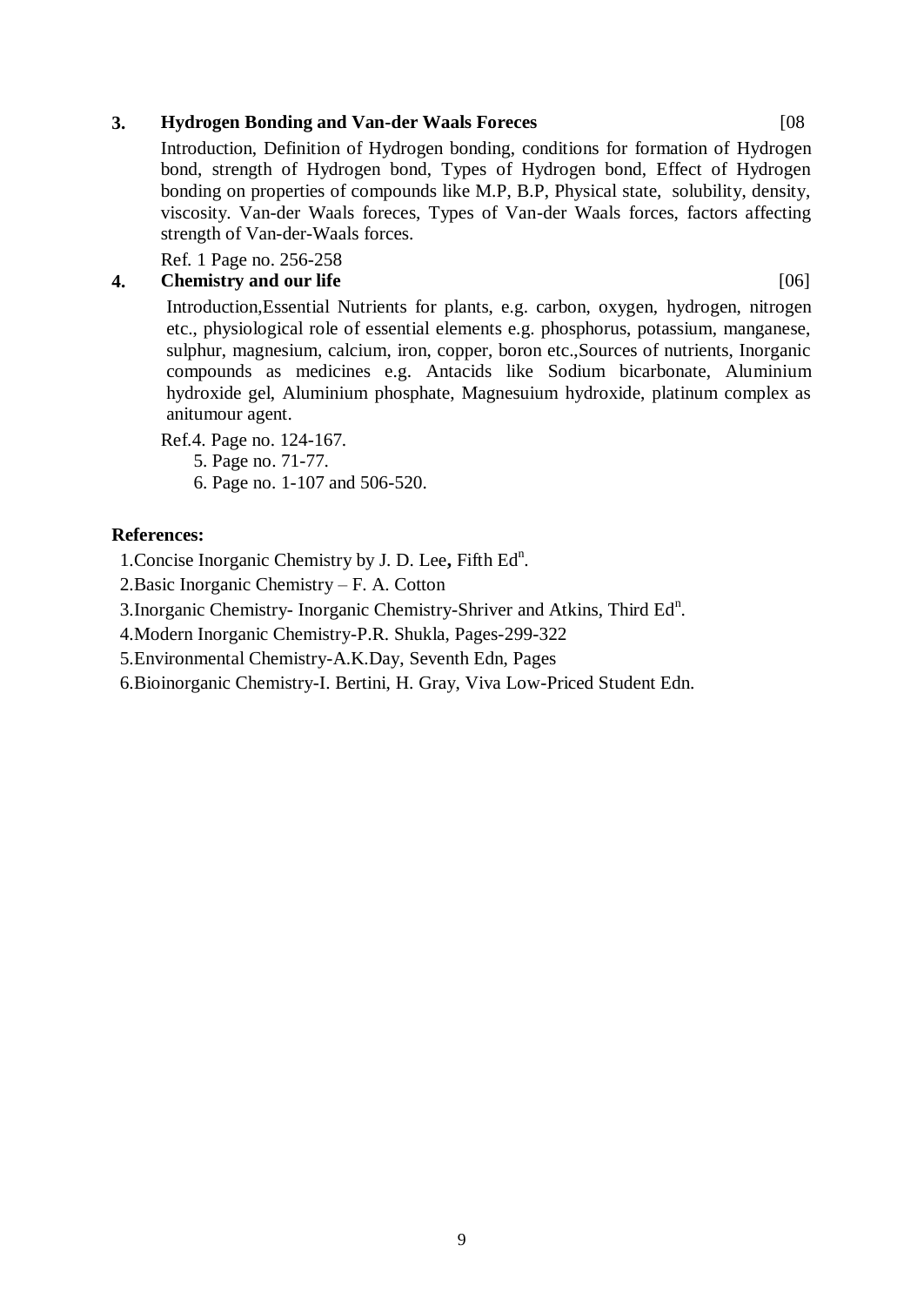**3. Hydrogen Bonding and Van-der Waals Foreces** [08

Introduction, Definition of Hydrogen bonding, conditions for formation of Hydrogen bond, strength of Hydrogen bond, Types of Hydrogen bond, Effect of Hydrogen bonding on properties of compounds like M.P, B.P, Physical state, solubility, density, viscosity. Van-der Waals foreces, Types of Van-der Waals forces, factors affecting strength of Van-der-Waals forces.

Ref. 1 Page no. 256-258

**4. Chemistry and our life** [06]

Introduction,Essential Nutrients for plants, e.g. carbon, oxygen, hydrogen, nitrogen etc., physiological role of essential elements e.g. phosphorus, potassium, manganese, sulphur, magnesium, calcium, iron, copper, boron etc.,Sources of nutrients, Inorganic compounds as medicines e.g. Antacids like Sodium bicarbonate, Aluminium hydroxide gel, Aluminium phosphate, Magnesuium hydroxide, platinum complex as anitumour agent.

Ref.4. Page no. 124-167.
5. Page no. 71-77.
6. Page no. 1-107 and 506-520.

**References:**

1.Concise Inorganic Chemistry by J. D. Lee**,** Fifth Ed$^{n}$.
2.Basic Inorganic Chemistry – F. A. Cotton
3.Inorganic Chemistry- Inorganic Chemistry-Shriver and Atkins, Third Ed$^{n}$.
4.Modern Inorganic Chemistry-P.R. Shukla, Pages-299-322
5.Environmental Chemistry-A.K.Day, Seventh Edn, Pages
6.Bioinorganic Chemistry-I. Bertini, H. Gray, Viva Low-Priced Student Edn.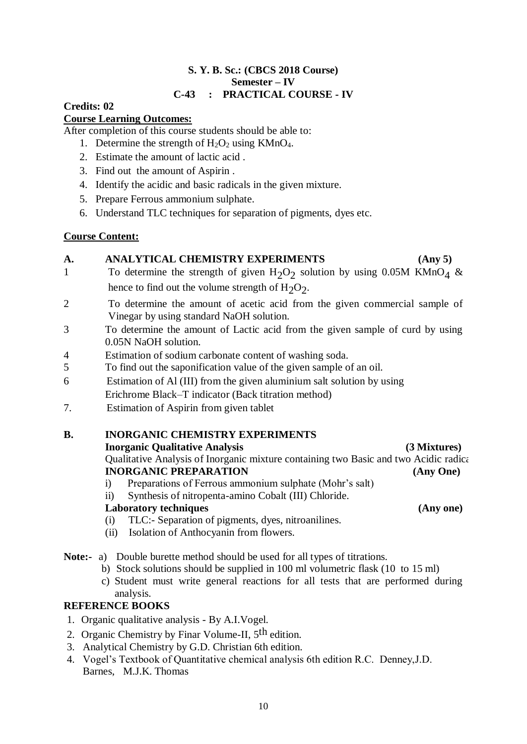**S. Y. B. Sc.: (CBCS 2018 Course)**
**Semester – IV**
**C-43 : PRACTICAL COURSE - IV**

**Credits: 02**

**Course Learning Outcomes:**

After completion of this course students should be able to:

1. Determine the strength of $H_2O_2$ using $KMnO_4$.
2. Estimate the amount of lactic acid .
3. Find out the amount of Aspirin .
4. Identify the acidic and basic radicals in the given mixture.
5. Prepare Ferrous ammonium sulphate.
6. Understand TLC techniques for separation of pigments, dyes etc.

**Course Content:**

**A. ANALYTICAL CHEMISTRY EXPERIMENTS (Any 5)**

1. To determine the strength of given $H_2O_2$ solution by using 0.05M $KMnO_4$ & hence to find out the volume strength of $H_2O_2$.
2. To determine the amount of acetic acid from the given commercial sample of Vinegar by using standard NaOH solution.
3. To determine the amount of Lactic acid from the given sample of curd by using 0.05N NaOH solution.
4. Estimation of sodium carbonate content of washing soda.
5. To find out the saponification value of the given sample of an oil.
6. Estimation of Al (III) from the given aluminium salt solution by using Erichrome Black–T indicator (Back titration method)
7. Estimation of Aspirin from given tablet

**B. INORGANIC CHEMISTRY EXPERIMENTS**

**Inorganic Qualitative Analysis (3 Mixtures)**

Qualitative Analysis of Inorganic mixture containing two Basic and two Acidic radica

**INORGANIC PREPARATION (Any One)**

i) Preparations of Ferrous ammonium sulphate (Mohr's salt)
ii) Synthesis of nitropenta-amino Cobalt (III) Chloride.

**Laboratory techniques (Any one)**

(i) TLC:- Separation of pigments, dyes, nitroanilines.
(ii) Isolation of Anthocyanin from flowers.

**Note:-**
a) Double burette method should be used for all types of titrations.
b) Stock solutions should be supplied in 100 ml volumetric flask (10 to 15 ml)
c) Student must write general reactions for all tests that are performed during analysis.

**REFERENCE BOOKS**

1. Organic qualitative analysis - By A.I.Vogel.
2. Organic Chemistry by Finar Volume-II, $5^{th}$ edition.
3. Analytical Chemistry by G.D. Christian 6th edition.
4. Vogel's Textbook of Quantitative chemical analysis 6th edition R.C. Denney,J.D. Barnes, M.J.K. Thomas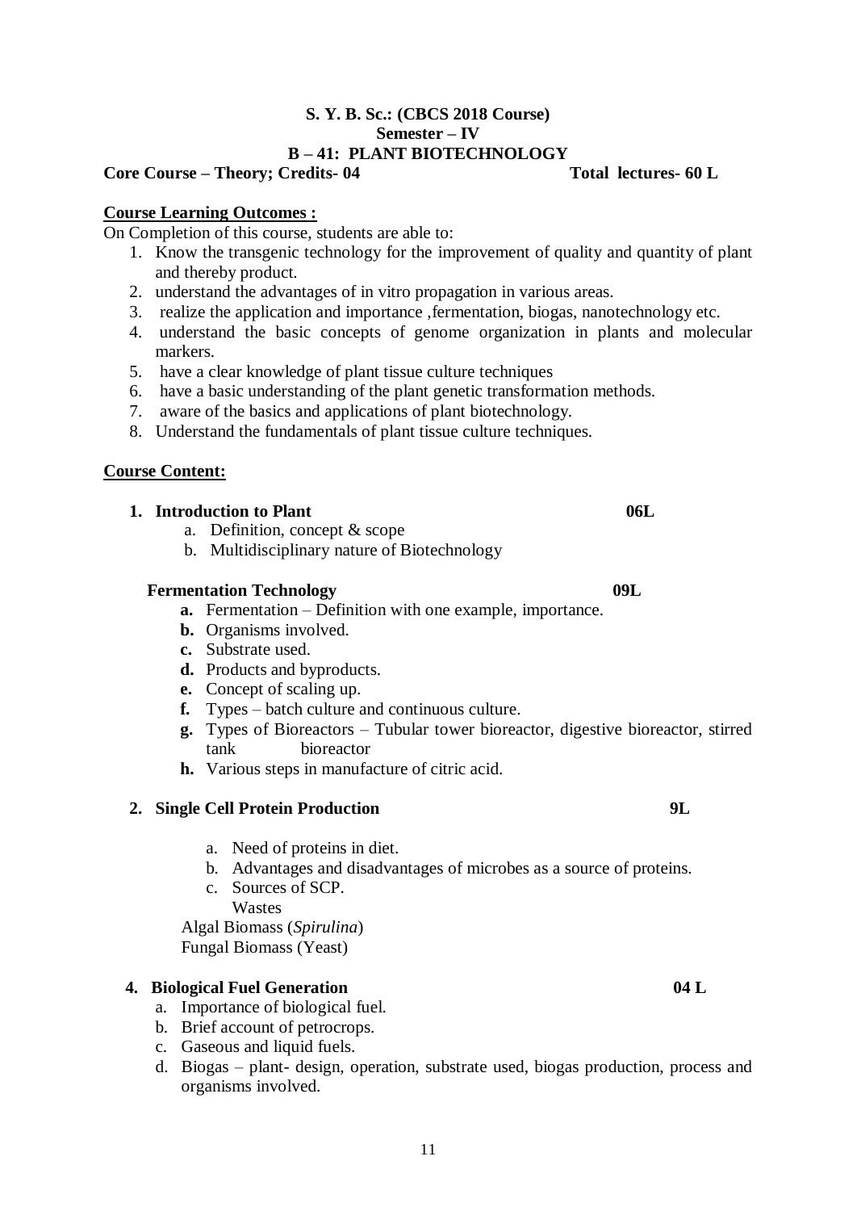**S. Y. B. Sc.: (CBCS 2018 Course)**
**Semester – IV**
**B – 41: PLANT BIOTECHNOLOGY**

**Core Course – Theory; Credits- 04** **Total lectures- 60 L**

**Course Learning Outcomes :**

On Completion of this course, students are able to:

1. Know the transgenic technology for the improvement of quality and quantity of plant and thereby product.
2. understand the advantages of in vitro propagation in various areas.
3. realize the application and importance ,fermentation, biogas, nanotechnology etc.
4. understand the basic concepts of genome organization in plants and molecular markers.
5. have a clear knowledge of plant tissue culture techniques
6. have a basic understanding of the plant genetic transformation methods.
7. aware of the basics and applications of plant biotechnology.
8. Understand the fundamentals of plant tissue culture techniques.

**Course Content:**

**1. Introduction to Plant** **06L**

a. Definition, concept & scope
b. Multidisciplinary nature of Biotechnology

**Fermentation Technology** **09L**

**a.** Fermentation – Definition with one example, importance.
**b.** Organisms involved.
**c.** Substrate used.
**d.** Products and byproducts.
**e.** Concept of scaling up.
**f.** Types – batch culture and continuous culture.
**g.** Types of Bioreactors – Tubular tower bioreactor, digestive bioreactor, stirred tank bioreactor
**h.** Various steps in manufacture of citric acid.

**2. Single Cell Protein Production** **9L**

a. Need of proteins in diet.
b. Advantages and disadvantages of microbes as a source of proteins.
c. Sources of SCP.
Wastes
Algal Biomass (*Spirulina*)
Fungal Biomass (Yeast)

**4. Biological Fuel Generation** **04 L**

a. Importance of biological fuel.
b. Brief account of petrocrops.
c. Gaseous and liquid fuels.
d. Biogas – plant- design, operation, substrate used, biogas production, process and organisms involved.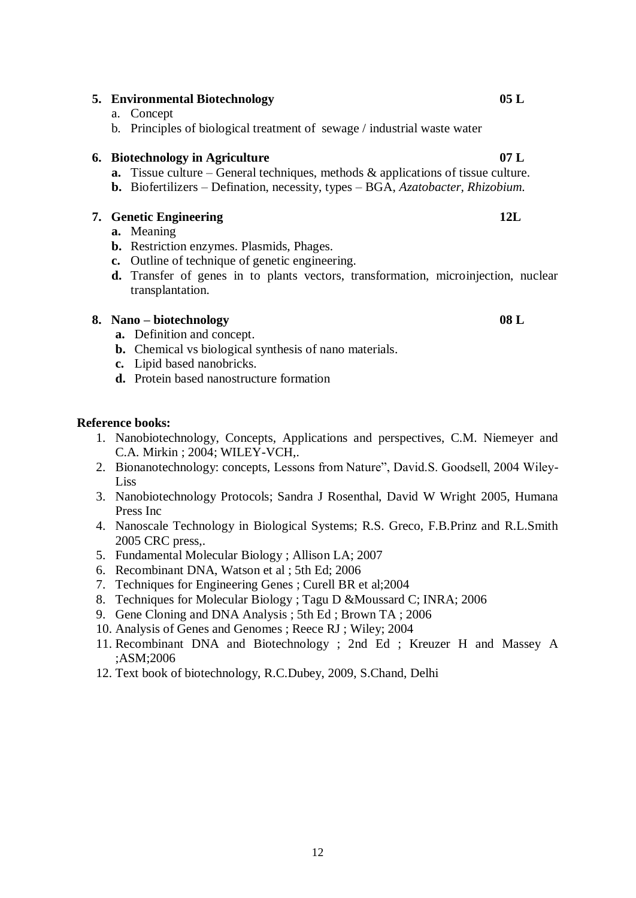**5. Environmental Biotechnology** **05 L**

a. Concept
b. Principles of biological treatment of sewage / industrial waste water

**6. Biotechnology in Agriculture** **07 L**

**a.** Tissue culture – General techniques, methods & applications of tissue culture.
**b.** Biofertilizers – Defination, necessity, types – BGA, *Azatobacter, Rhizobium.*

**7. Genetic Engineering** **12L**

**a.** Meaning
**b.** Restriction enzymes. Plasmids, Phages.
**c.** Outline of technique of genetic engineering.
**d.** Transfer of genes in to plants vectors, transformation, microinjection, nuclear transplantation.

**8. Nano – biotechnology** **08 L**

**a.** Definition and concept.
**b.** Chemical vs biological synthesis of nano materials.
**c.** Lipid based nanobricks.
**d.** Protein based nanostructure formation

**Reference books:**

1. Nanobiotechnology, Concepts, Applications and perspectives, C.M. Niemeyer and C.A. Mirkin ; 2004; WILEY-VCH,.
2. Bionanotechnology: concepts, Lessons from Nature", David.S. Goodsell, 2004 Wiley-Liss
3. Nanobiotechnology Protocols; Sandra J Rosenthal, David W Wright 2005, Humana Press Inc
4. Nanoscale Technology in Biological Systems; R.S. Greco, F.B.Prinz and R.L.Smith 2005 CRC press,.
5. Fundamental Molecular Biology ; Allison LA; 2007
6. Recombinant DNA, Watson et al ; 5th Ed; 2006
7. Techniques for Engineering Genes ; Curell BR et al;2004
8. Techniques for Molecular Biology ; Tagu D &Moussard C; INRA; 2006
9. Gene Cloning and DNA Analysis ; 5th Ed ; Brown TA ; 2006
10. Analysis of Genes and Genomes ; Reece RJ ; Wiley; 2004
11. Recombinant DNA and Biotechnology ; 2nd Ed ; Kreuzer H and Massey A ;ASM;2006
12. Text book of biotechnology, R.C.Dubey, 2009, S.Chand, Delhi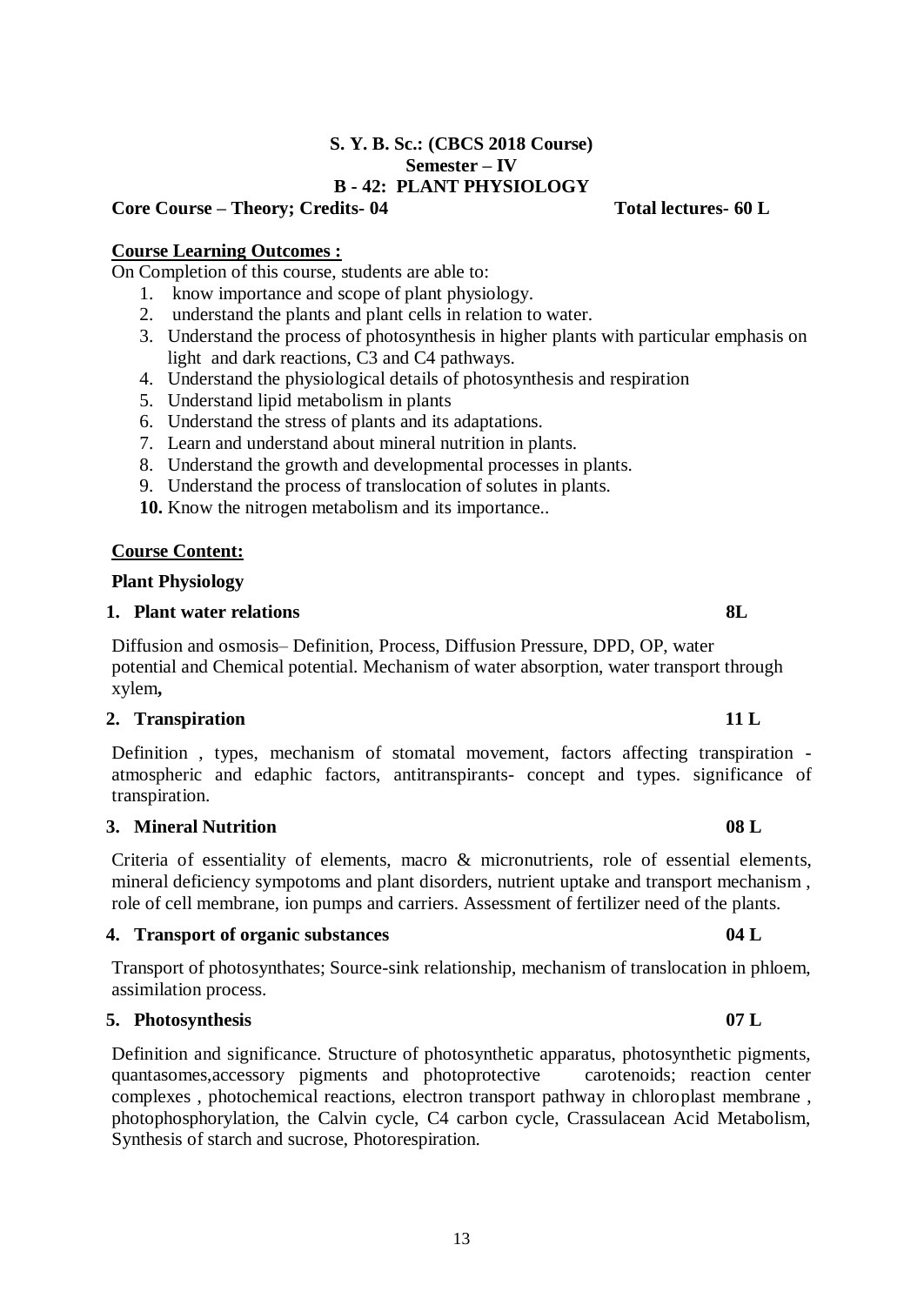**S. Y. B. Sc.: (CBCS 2018 Course)**
**Semester – IV**
**B - 42: PLANT PHYSIOLOGY**

**Core Course – Theory; Credits- 04** **Total lectures- 60 L**

**Course Learning Outcomes :**

On Completion of this course, students are able to:

1. know importance and scope of plant physiology.
2. understand the plants and plant cells in relation to water.
3. Understand the process of photosynthesis in higher plants with particular emphasis on light and dark reactions, C3 and C4 pathways.
4. Understand the physiological details of photosynthesis and respiration
5. Understand lipid metabolism in plants
6. Understand the stress of plants and its adaptations.
7. Learn and understand about mineral nutrition in plants.
8. Understand the growth and developmental processes in plants.
9. Understand the process of translocation of solutes in plants.
10. Know the nitrogen metabolism and its importance..

**Course Content:**

**Plant Physiology**

**1. Plant water relations** **8L**

Diffusion and osmosis– Definition, Process, Diffusion Pressure, DPD, OP, water potential and Chemical potential. Mechanism of water absorption, water transport through xylem**,**

**2. Transpiration** **11 L**

Definition , types, mechanism of stomatal movement, factors affecting transpiration - atmospheric and edaphic factors, antitranspirants- concept and types. significance of transpiration.

**3. Mineral Nutrition** **08 L**

Criteria of essentiality of elements, macro & micronutrients, role of essential elements, mineral deficiency sympotoms and plant disorders, nutrient uptake and transport mechanism , role of cell membrane, ion pumps and carriers. Assessment of fertilizer need of the plants.

**4. Transport of organic substances** **04 L**

Transport of photosynthates; Source-sink relationship, mechanism of translocation in phloem, assimilation process.

**5. Photosynthesis** **07 L**

Definition and significance. Structure of photosynthetic apparatus, photosynthetic pigments, quantasomes,accessory pigments and photoprotective carotenoids; reaction center complexes , photochemical reactions, electron transport pathway in chloroplast membrane , photophosphorylation, the Calvin cycle, C4 carbon cycle, Crassulacean Acid Metabolism, Synthesis of starch and sucrose, Photorespiration.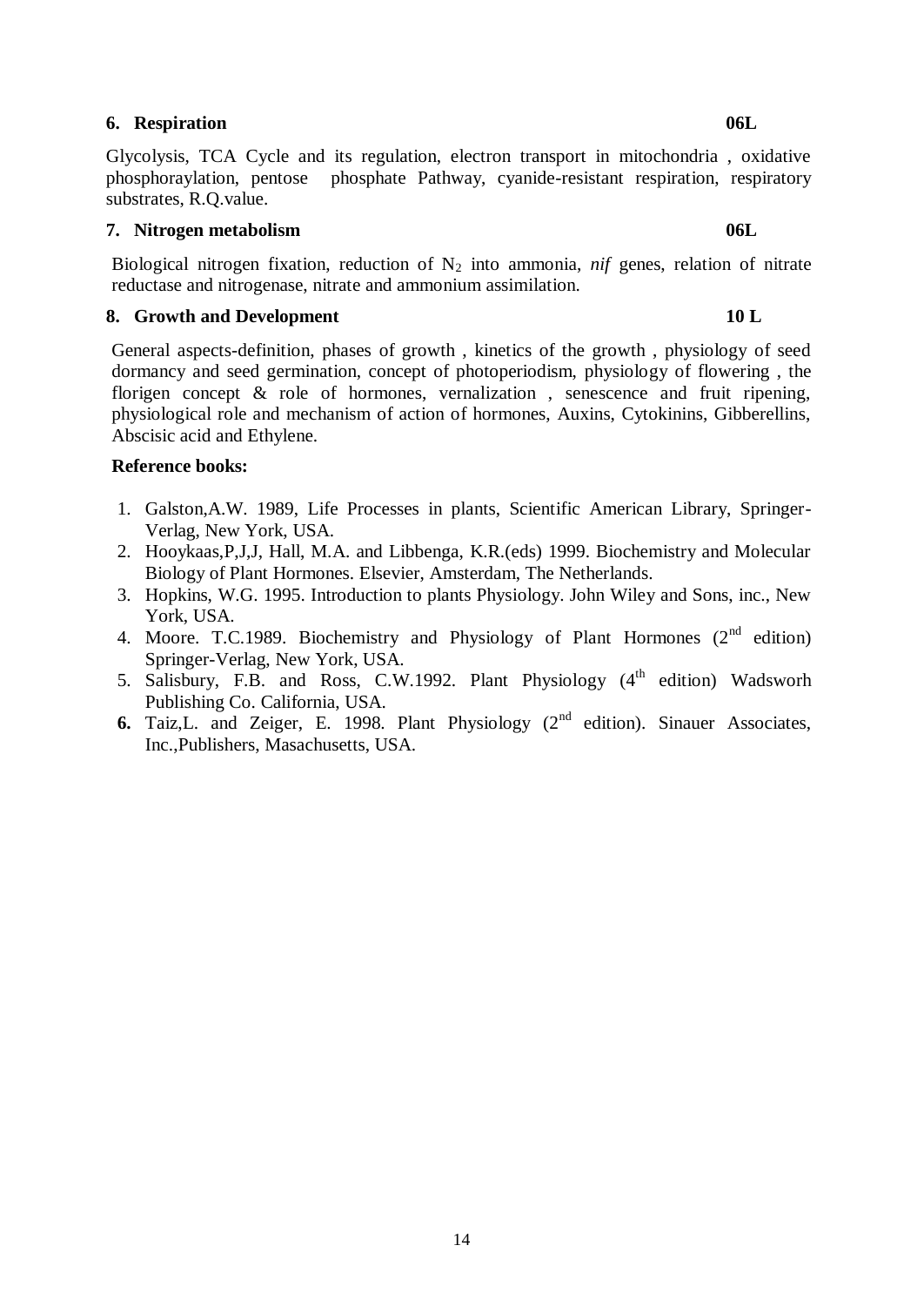**6. Respiration** **06L**

Glycolysis, TCA Cycle and its regulation, electron transport in mitochondria , oxidative phosphoraylation, pentose phosphate Pathway, cyanide-resistant respiration, respiratory substrates, R.Q.value.

**7. Nitrogen metabolism** **06L**

Biological nitrogen fixation, reduction of $N_2$ into ammonia, *nif* genes, relation of nitrate reductase and nitrogenase, nitrate and ammonium assimilation.

**8. Growth and Development** **10 L**

General aspects-definition, phases of growth , kinetics of the growth , physiology of seed dormancy and seed germination, concept of photoperiodism, physiology of flowering , the florigen concept & role of hormones, vernalization , senescence and fruit ripening, physiological role and mechanism of action of hormones, Auxins, Cytokinins, Gibberellins, Abscisic acid and Ethylene.

**Reference books:**

1. Galston,A.W. 1989, Life Processes in plants, Scientific American Library, Springer-Verlag, New York, USA.
2. Hooykaas,P,J,J, Hall, M.A. and Libbenga, K.R.(eds) 1999. Biochemistry and Molecular Biology of Plant Hormones. Elsevier, Amsterdam, The Netherlands.
3. Hopkins, W.G. 1995. Introduction to plants Physiology. John Wiley and Sons, inc., New York, USA.
4. Moore. T.C.1989. Biochemistry and Physiology of Plant Hormones (2nd edition) Springer-Verlag, New York, USA.
5. Salisbury, F.B. and Ross, C.W.1992. Plant Physiology (4th edition) Wadsworh Publishing Co. California, USA.
6. Taiz,L. and Zeiger, E. 1998. Plant Physiology (2nd edition). Sinauer Associates, Inc.,Publishers, Masachusetts, USA.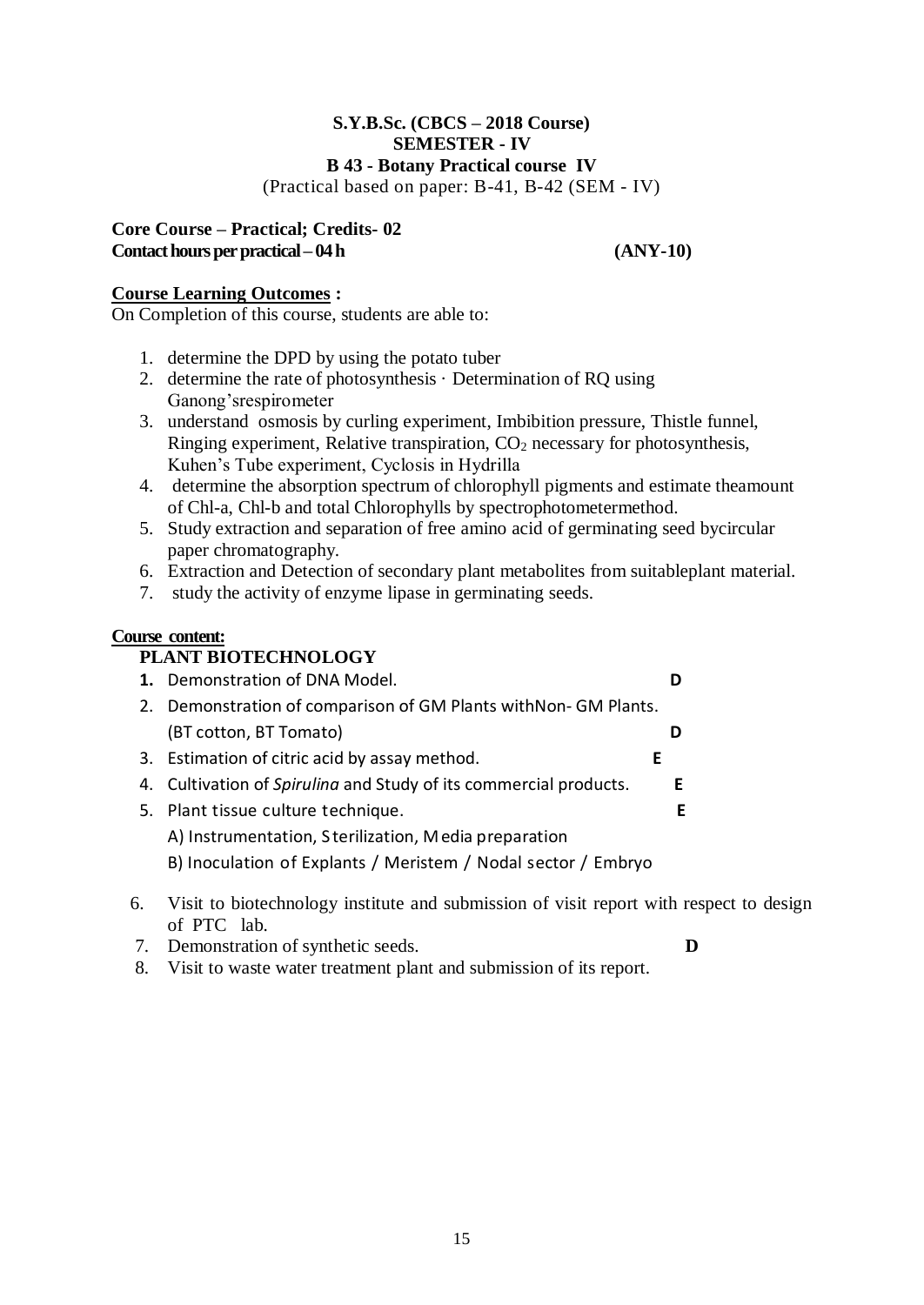**S.Y.B.Sc. (CBCS – 2018 Course)**
**SEMESTER - IV**
**B 43 - Botany Practical course IV**
(Practical based on paper: B-41, B-42 (SEM - IV)

**Core Course – Practical; Credits- 02**
**Contact hours per practical – 04 h** **(ANY-10)**

**Course Learning Outcomes :**
On Completion of this course, students are able to:

1. determine the DPD by using the potato tuber
2. determine the rate of photosynthesis · Determination of RQ using Ganong'srespirometer
3. understand osmosis by curling experiment, Imbibition pressure, Thistle funnel, Ringing experiment, Relative transpiration, $CO_2$ necessary for photosynthesis, Kuhen's Tube experiment, Cyclosis in Hydrilla
4. determine the absorption spectrum of chlorophyll pigments and estimate theamount of Chl-a, Chl-b and total Chlorophylls by spectrophotometermethod.
5. Study extraction and separation of free amino acid of germinating seed bycircular paper chromatography.
6. Extraction and Detection of secondary plant metabolites from suitableplant material.
7. study the activity of enzyme lipase in germinating seeds.

**Course content:**

**PLANT BIOTECHNOLOGY**

1. Demonstration of DNA Model. **D**
2. Demonstration of comparison of GM Plants withNon- GM Plants. (BT cotton, BT Tomato) **D**
3. Estimation of citric acid by assay method. **E**
4. Cultivation of *Spirulina* and Study of its commercial products. **E**
5. Plant tissue culture technique. **E**
   A) Instrumentation, Sterilization, Media preparation
   B) Inoculation of Explants / Meristem / Nodal sector / Embryo
6. Visit to biotechnology institute and submission of visit report with respect to design of PTC lab.
7. Demonstration of synthetic seeds. **D**
8. Visit to waste water treatment plant and submission of its report.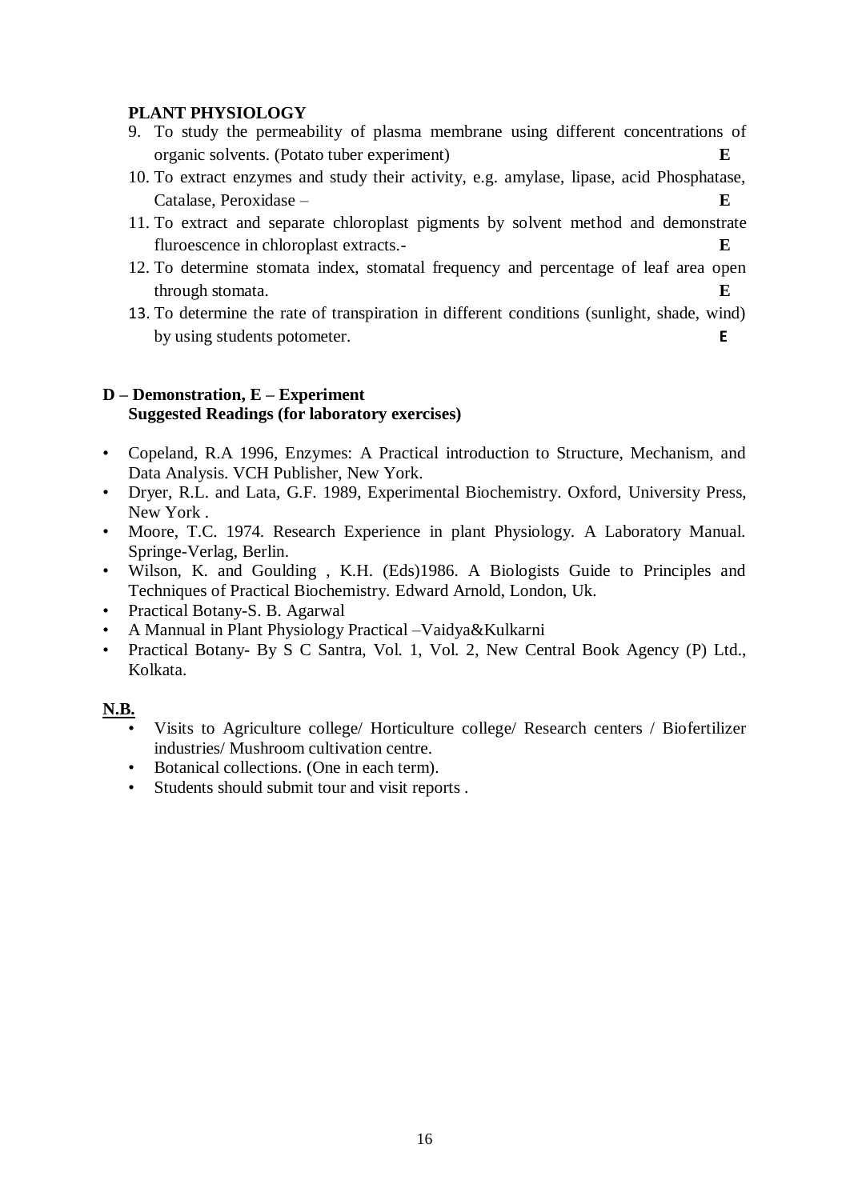**PLANT PHYSIOLOGY**

9. To study the permeability of plasma membrane using different concentrations of organic solvents. (Potato tuber experiment) **E**
10. To extract enzymes and study their activity, e.g. amylase, lipase, acid Phosphatase, Catalase, Peroxidase – **E**
11. To extract and separate chloroplast pigments by solvent method and demonstrate fluroescence in chloroplast extracts.- **E**
12. To determine stomata index, stomatal frequency and percentage of leaf area open through stomata. **E**
13. To determine the rate of transpiration in different conditions (sunlight, shade, wind) by using students potometer. **E**

**D – Demonstration, E – Experiment**

**Suggested Readings (for laboratory exercises)**

- Copeland, R.A 1996, Enzymes: A Practical introduction to Structure, Mechanism, and Data Analysis. VCH Publisher, New York.
- Dryer, R.L. and Lata, G.F. 1989, Experimental Biochemistry. Oxford, University Press, New York .
- Moore, T.C. 1974. Research Experience in plant Physiology. A Laboratory Manual. Springe-Verlag, Berlin.
- Wilson, K. and Goulding , K.H. (Eds)1986. A Biologists Guide to Principles and Techniques of Practical Biochemistry. Edward Arnold, London, Uk.
- Practical Botany-S. B. Agarwal
- A Mannual in Plant Physiology Practical –Vaidya&Kulkarni
- Practical Botany- By S C Santra, Vol. 1, Vol. 2, New Central Book Agency (P) Ltd., Kolkata.

**N.B.**

- Visits to Agriculture college/ Horticulture college/ Research centers / Biofertilizer industries/ Mushroom cultivation centre.
- Botanical collections. (One in each term).
- Students should submit tour and visit reports .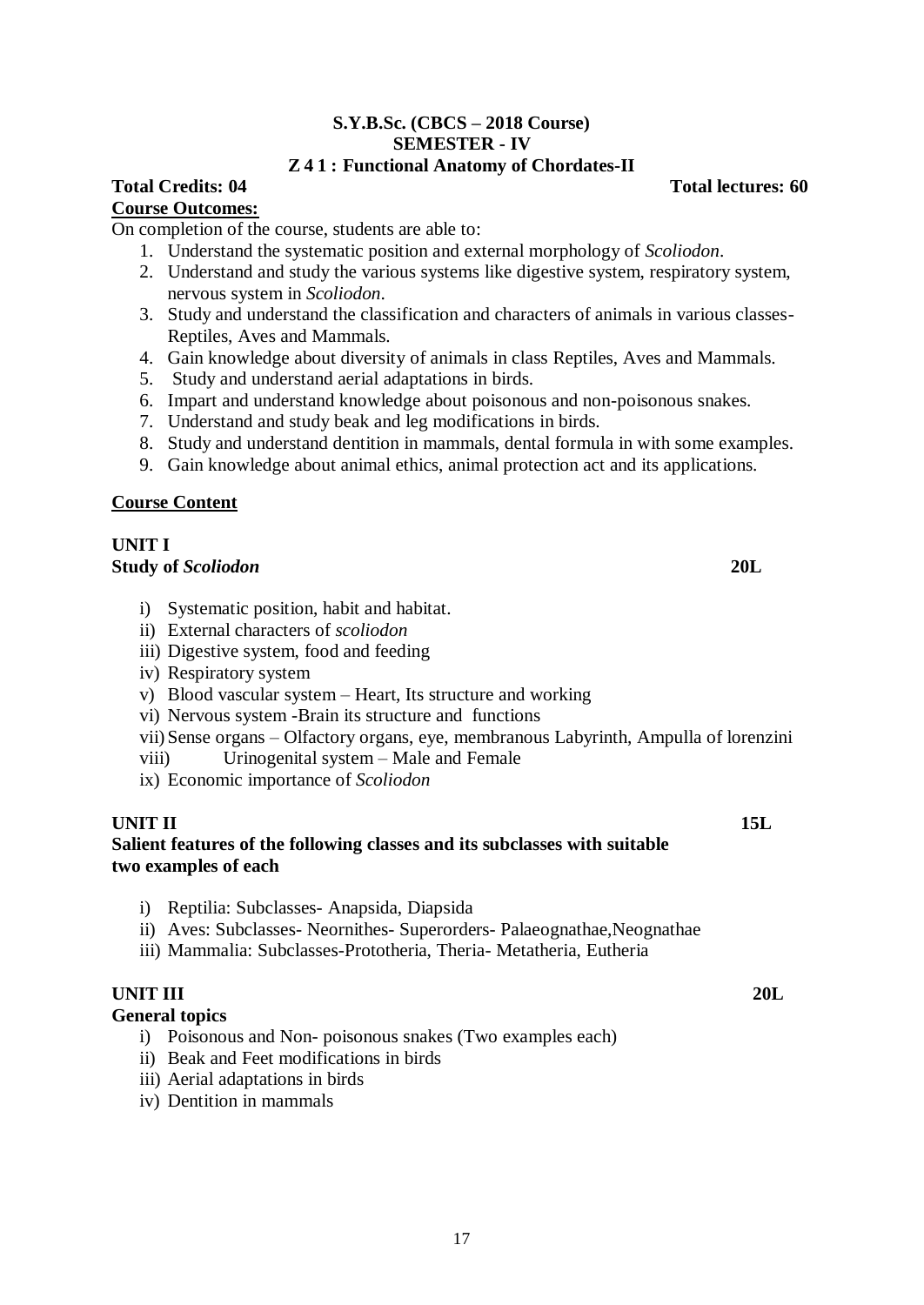**S.Y.B.Sc. (CBCS – 2018 Course)**
**SEMESTER - IV**
**Z 4 1 : Functional Anatomy of Chordates-II**

**Total Credits: 04** **Total lectures: 60**

**Course Outcomes:**

On completion of the course, students are able to:

1. Understand the systematic position and external morphology of *Scoliodon*.
2. Understand and study the various systems like digestive system, respiratory system, nervous system in *Scoliodon*.
3. Study and understand the classification and characters of animals in various classes- Reptiles, Aves and Mammals.
4. Gain knowledge about diversity of animals in class Reptiles, Aves and Mammals.
5. Study and understand aerial adaptations in birds.
6. Impart and understand knowledge about poisonous and non-poisonous snakes.
7. Understand and study beak and leg modifications in birds.
8. Study and understand dentition in mammals, dental formula in with some examples.
9. Gain knowledge about animal ethics, animal protection act and its applications.

**Course Content**

**UNIT I**
**Study of *Scoliodon*** **20L**

i) Systematic position, habit and habitat.
ii) External characters of *scoliodon*
iii) Digestive system, food and feeding
iv) Respiratory system
v) Blood vascular system – Heart, Its structure and working
vi) Nervous system -Brain its structure and functions
vii) Sense organs – Olfactory organs, eye, membranous Labyrinth, Ampulla of lorenzini
viii) Urinogenital system – Male and Female
ix) Economic importance of *Scoliodon*

**UNIT II** **15L**
**Salient features of the following classes and its subclasses with suitable two examples of each**

i) Reptilia: Subclasses- Anapsida, Diapsida
ii) Aves: Subclasses- Neornithes- Superorders- Palaeognathae,Neognathae
iii) Mammalia: Subclasses-Prototheria, Theria- Metatheria, Eutheria

**UNIT III** **20L**
**General topics**

i) Poisonous and Non- poisonous snakes (Two examples each)
ii) Beak and Feet modifications in birds
iii) Aerial adaptations in birds
iv) Dentition in mammals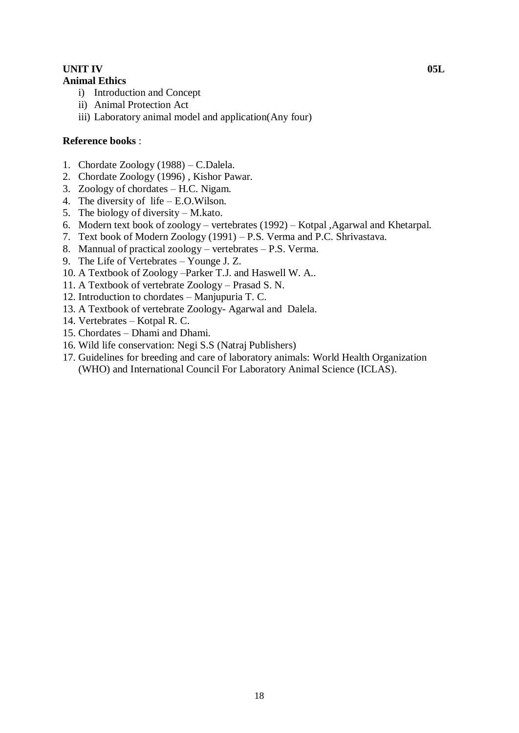**UNIT IV** **05L**

**Animal Ethics**

i) Introduction and Concept
ii) Animal Protection Act
iii) Laboratory animal model and application(Any four)

**Reference books** :

1. Chordate Zoology (1988) – C.Dalela.
2. Chordate Zoology (1996) , Kishor Pawar.
3. Zoology of chordates – H.C. Nigam.
4. The diversity of life – E.O.Wilson.
5. The biology of diversity – M.kato.
6. Modern text book of zoology – vertebrates (1992) – Kotpal ,Agarwal and Khetarpal.
7. Text book of Modern Zoology (1991) – P.S. Verma and P.C. Shrivastava.
8. Mannual of practical zoology – vertebrates – P.S. Verma.
9. The Life of Vertebrates – Younge J. Z.
10. A Textbook of Zoology –Parker T.J. and Haswell W. A..
11. A Textbook of vertebrate Zoology – Prasad S. N.
12. Introduction to chordates – Manjupuria T. C.
13. A Textbook of vertebrate Zoology- Agarwal and Dalela.
14. Vertebrates – Kotpal R. C.
15. Chordates – Dhami and Dhami.
16. Wild life conservation: Negi S.S (Natraj Publishers)
17. Guidelines for breeding and care of laboratory animals: World Health Organization (WHO) and International Council For Laboratory Animal Science (ICLAS).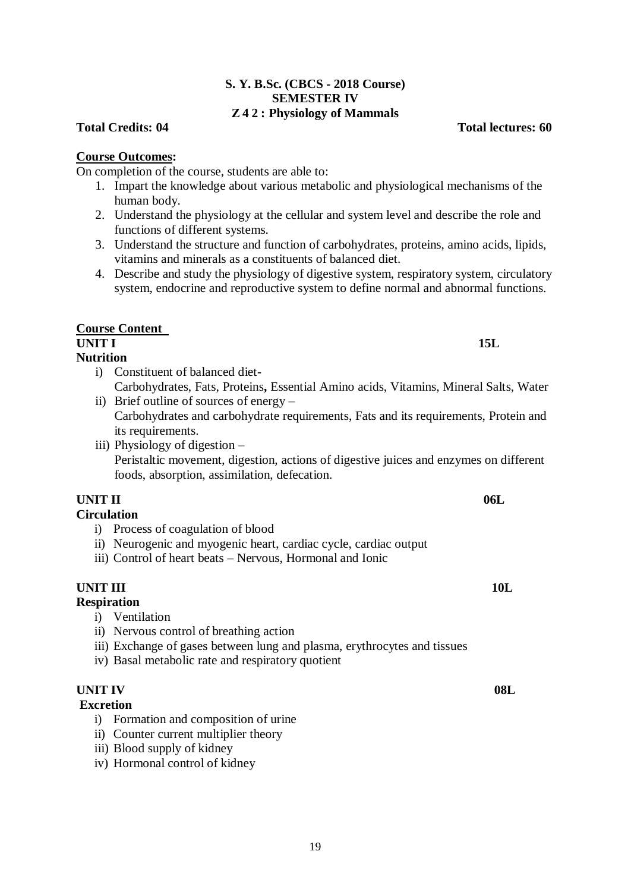**S. Y. B.Sc. (CBCS - 2018 Course)**
**SEMESTER IV**
**Z 4 2 : Physiology of Mammals**

**Total Credits: 04** **Total lectures: 60**

**Course Outcomes:**

On completion of the course, students are able to:

1. Impart the knowledge about various metabolic and physiological mechanisms of the human body.
2. Understand the physiology at the cellular and system level and describe the role and functions of different systems.
3. Understand the structure and function of carbohydrates, proteins, amino acids, lipids, vitamins and minerals as a constituents of balanced diet.
4. Describe and study the physiology of digestive system, respiratory system, circulatory system, endocrine and reproductive system to define normal and abnormal functions.

**Course Content**

**UNIT I** **15L**

**Nutrition**

i) Constituent of balanced diet-
   Carbohydrates, Fats, Proteins**,** Essential Amino acids, Vitamins, Mineral Salts, Water
ii) Brief outline of sources of energy –
   Carbohydrates and carbohydrate requirements, Fats and its requirements, Protein and its requirements.
iii) Physiology of digestion –
   Peristaltic movement, digestion, actions of digestive juices and enzymes on different foods, absorption, assimilation, defecation.

**UNIT II** **06L**

**Circulation**

i) Process of coagulation of blood
ii) Neurogenic and myogenic heart, cardiac cycle, cardiac output
iii) Control of heart beats – Nervous, Hormonal and Ionic

**UNIT III** **10L**

**Respiration**

i) Ventilation
ii) Nervous control of breathing action
iii) Exchange of gases between lung and plasma, erythrocytes and tissues
iv) Basal metabolic rate and respiratory quotient

**UNIT IV** **08L**

**Excretion**

i) Formation and composition of urine
ii) Counter current multiplier theory
iii) Blood supply of kidney
iv) Hormonal control of kidney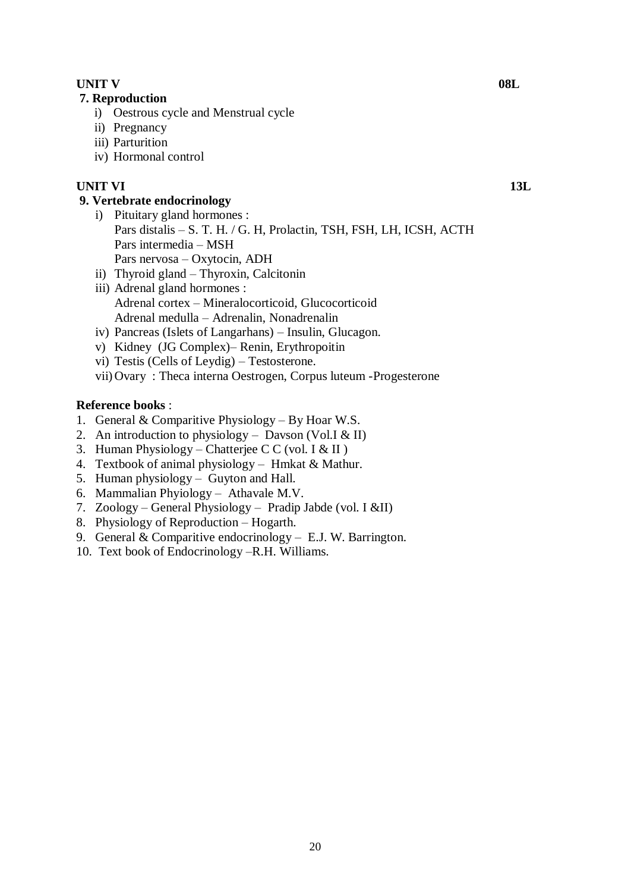**UNIT V** **08L**

**7. Reproduction**

i) Oestrous cycle and Menstrual cycle
ii) Pregnancy
iii) Parturition
iv) Hormonal control

**UNIT VI** **13L**

**9. Vertebrate endocrinology**

i) Pituitary gland hormones :
   Pars distalis – S. T. H. / G. H, Prolactin, TSH, FSH, LH, ICSH, ACTH
   Pars intermedia – MSH
   Pars nervosa – Oxytocin, ADH
ii) Thyroid gland – Thyroxin, Calcitonin
iii) Adrenal gland hormones :
   Adrenal cortex – Mineralocorticoid, Glucocorticoid
   Adrenal medulla – Adrenalin, Nonadrenalin
iv) Pancreas (Islets of Langarhans) – Insulin, Glucagon.
v) Kidney (JG Complex)– Renin, Erythropoitin
vi) Testis (Cells of Leydig) – Testosterone.
vii) Ovary : Theca interna Oestrogen, Corpus luteum -Progesterone

**Reference books** :

1. General & Comparitive Physiology – By Hoar W.S.
2. An introduction to physiology – Davson (Vol.I & II)
3. Human Physiology – Chatterjee C C (vol. I & II )
4. Textbook of animal physiology – Hmkat & Mathur.
5. Human physiology – Guyton and Hall.
6. Mammalian Phyiology – Athavale M.V.
7. Zoology – General Physiology – Pradip Jabde (vol. I &II)
8. Physiology of Reproduction – Hogarth.
9. General & Comparitive endocrinology – E.J. W. Barrington.
10. Text book of Endocrinology –R.H. Williams.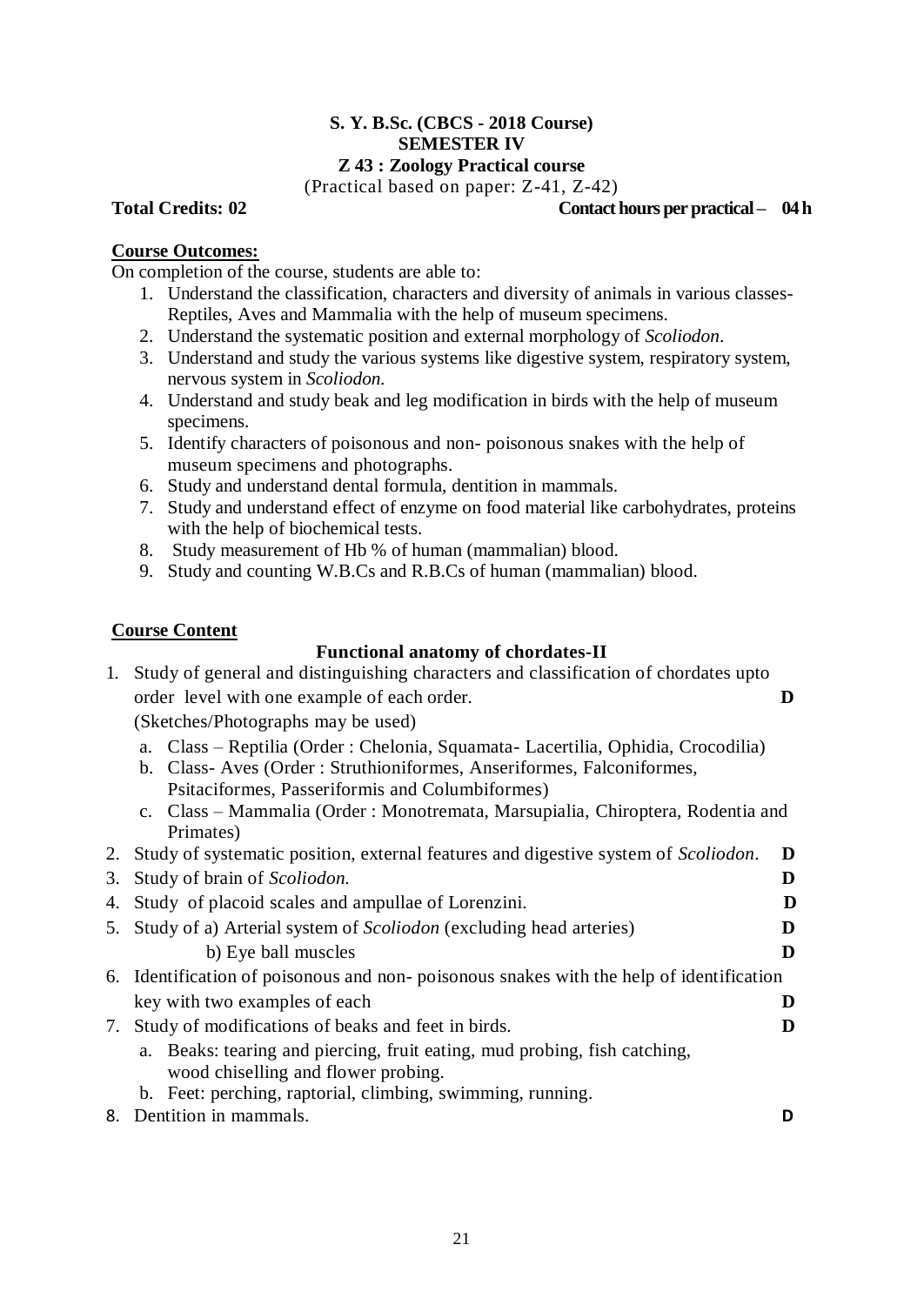**S. Y. B.Sc. (CBCS - 2018 Course)**
**SEMESTER IV**
**Z 43 : Zoology Practical course**
(Practical based on paper: Z-41, Z-42)

**Total Credits: 02** **Contact hours per practical – 04 h**

**Course Outcomes:**

On completion of the course, students are able to:

1. Understand the classification, characters and diversity of animals in various classes- Reptiles, Aves and Mammalia with the help of museum specimens.
2. Understand the systematic position and external morphology of *Scoliodon*.
3. Understand and study the various systems like digestive system, respiratory system, nervous system in *Scoliodon.*
4. Understand and study beak and leg modification in birds with the help of museum specimens.
5. Identify characters of poisonous and non- poisonous snakes with the help of museum specimens and photographs.
6. Study and understand dental formula, dentition in mammals.
7. Study and understand effect of enzyme on food material like carbohydrates, proteins with the help of biochemical tests.
8. Study measurement of Hb % of human (mammalian) blood.
9. Study and counting W.B.Cs and R.B.Cs of human (mammalian) blood.

**Course Content**

**Functional anatomy of chordates-II**

1. Study of general and distinguishing characters and classification of chordates upto order level with one example of each order. **D**
   (Sketches/Photographs may be used)
   a. Class – Reptilia (Order : Chelonia, Squamata- Lacertilia, Ophidia, Crocodilia)
   b. Class- Aves (Order : Struthioniformes, Anseriformes, Falconiformes, Psitaciformes, Passeriformis and Columbiformes)
   c. Class – Mammalia (Order : Monotremata, Marsupialia, Chiroptera, Rodentia and Primates)
2. Study of systematic position, external features and digestive system of *Scoliodon*. **D**
3. Study of brain of *Scoliodon.* **D**
4. Study of placoid scales and ampullae of Lorenzini. **D**
5. Study of a) Arterial system of *Scoliodon* (excluding head arteries) **D**
   b) Eye ball muscles **D**
6. Identification of poisonous and non- poisonous snakes with the help of identification key with two examples of each **D**
7. Study of modifications of beaks and feet in birds. **D**
   a. Beaks: tearing and piercing, fruit eating, mud probing, fish catching, wood chiselling and flower probing.
   b. Feet: perching, raptorial, climbing, swimming, running.
8. Dentition in mammals. **D**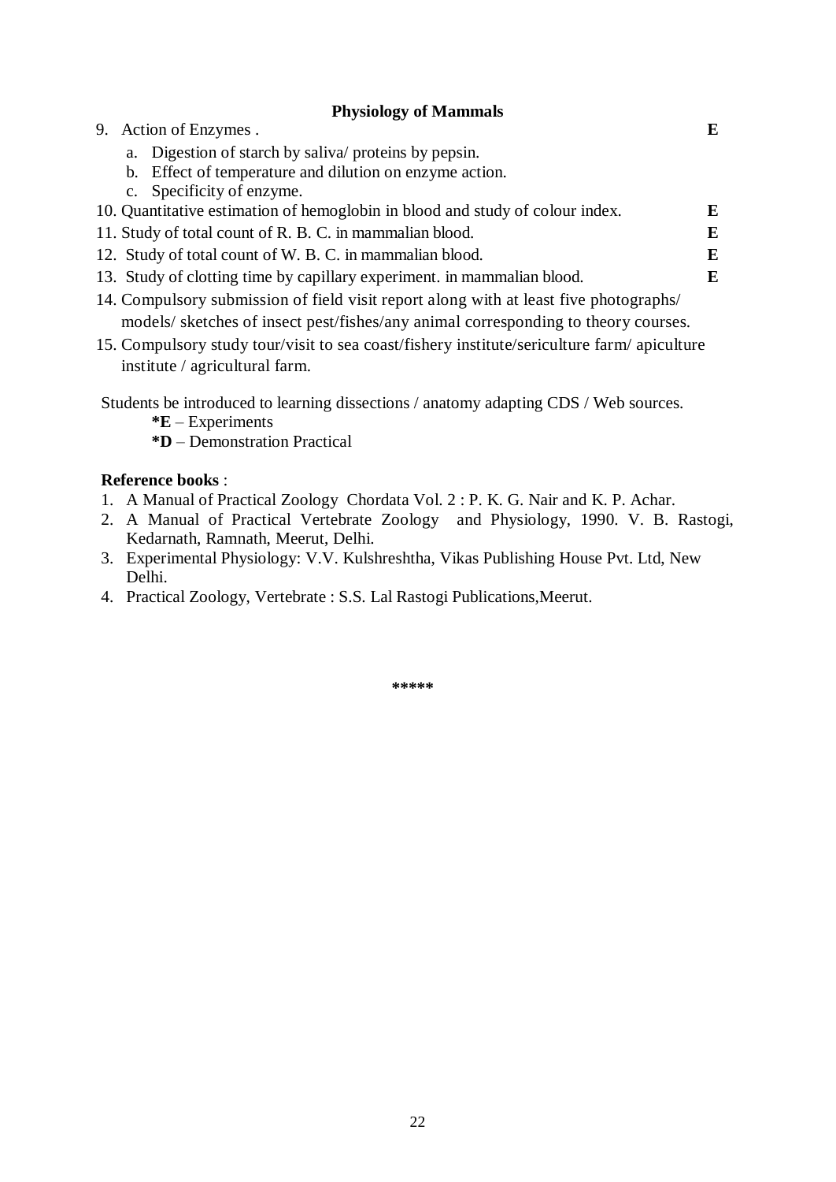### Physiology of Mammals

9. Action of Enzymes . **E**
   a. Digestion of starch by saliva/ proteins by pepsin.
   b. Effect of temperature and dilution on enzyme action.
   c. Specificity of enzyme.
10. Quantitative estimation of hemoglobin in blood and study of colour index. **E**
11. Study of total count of R. B. C. in mammalian blood. **E**
12. Study of total count of W. B. C. in mammalian blood. **E**
13. Study of clotting time by capillary experiment. in mammalian blood. **E**
14. Compulsory submission of field visit report along with at least five photographs/ models/ sketches of insect pest/fishes/any animal corresponding to theory courses.
15. Compulsory study tour/visit to sea coast/fishery institute/sericulture farm/ apiculture institute / agricultural farm.

Students be introduced to learning dissections / anatomy adapting CDS / Web sources.

**\*E** – Experiments
**\*D** – Demonstration Practical

**Reference books** :

1. A Manual of Practical Zoology Chordata Vol. 2 : P. K. G. Nair and K. P. Achar.
2. A Manual of Practical Vertebrate Zoology and Physiology, 1990. V. B. Rastogi, Kedarnath, Ramnath, Meerut, Delhi.
3. Experimental Physiology: V.V. Kulshreshtha, Vikas Publishing House Pvt. Ltd, New Delhi.
4. Practical Zoology, Vertebrate : S.S. Lal Rastogi Publications,Meerut.

\*\*\*\*\*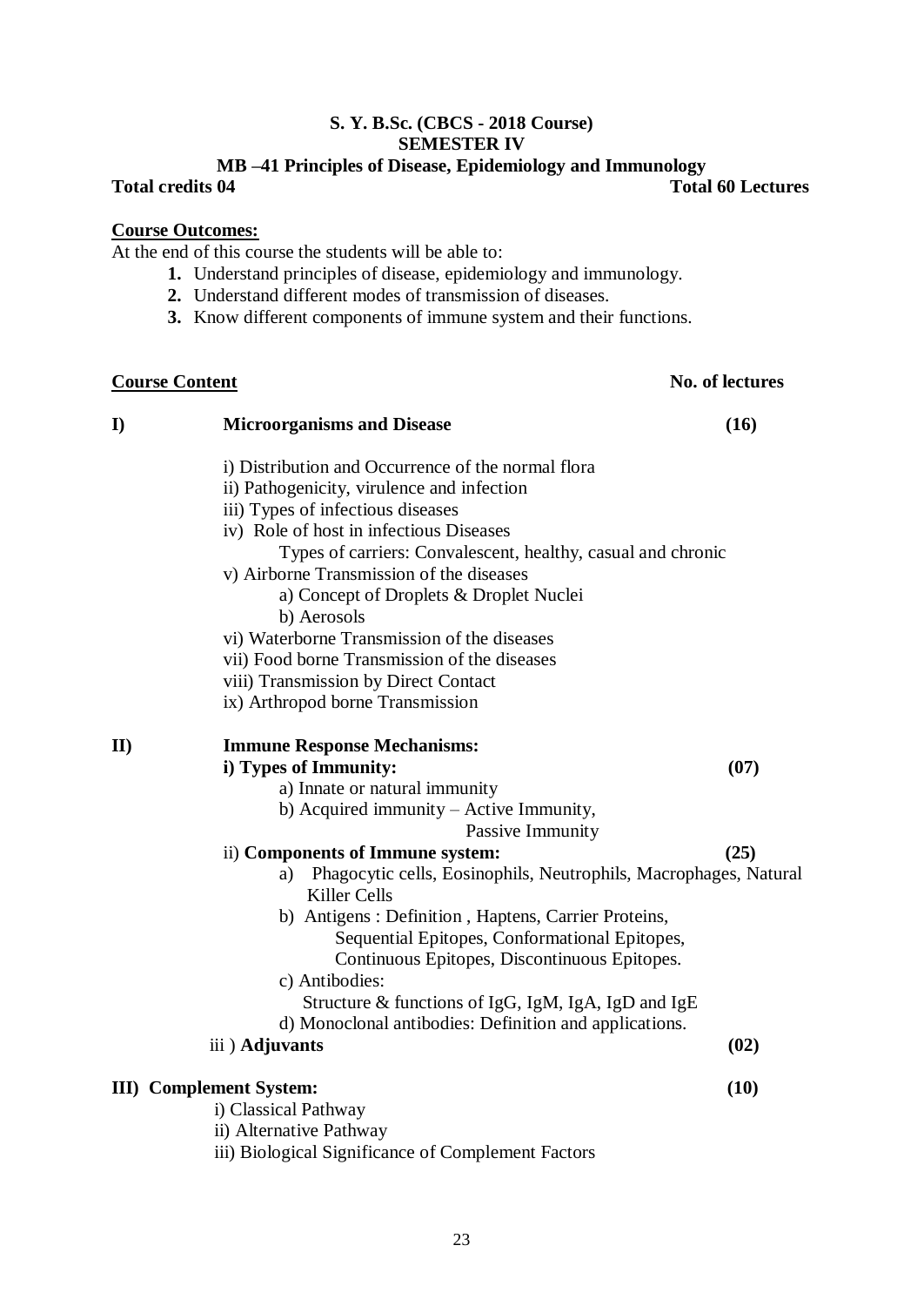**S. Y. B.Sc. (CBCS - 2018 Course)**
**SEMESTER IV**
**MB –41 Principles of Disease, Epidemiology and Immunology**

**Total credits 04** **Total 60 Lectures**

**Course Outcomes:**

At the end of this course the students will be able to:

1. Understand principles of disease, epidemiology and immunology.
2. Understand different modes of transmission of diseases.
3. Know different components of immune system and their functions.

**Course Content** **No. of lectures**

**I) Microorganisms and Disease** **(16)**

- i) Distribution and Occurrence of the normal flora
- ii) Pathogenicity, virulence and infection
- iii) Types of infectious diseases
- iv) Role of host in infectious Diseases
  - Types of carriers: Convalescent, healthy, casual and chronic
- v) Airborne Transmission of the diseases
  - a) Concept of Droplets & Droplet Nuclei
  - b) Aerosols
- vi) Waterborne Transmission of the diseases
- vii) Food borne Transmission of the diseases
- viii) Transmission by Direct Contact
- ix) Arthropod borne Transmission

**II) Immune Response Mechanisms:**

**i) Types of Immunity:** **(07)**

- a) Innate or natural immunity
- b) Acquired immunity – Active Immunity,
  Passive Immunity

ii) **Components of Immune system:** **(25)**

- a) Phagocytic cells, Eosinophils, Neutrophils, Macrophages, Natural Killer Cells
- b) Antigens : Definition , Haptens, Carrier Proteins,
  Sequential Epitopes, Conformational Epitopes,
  Continuous Epitopes, Discontinuous Epitopes.
- c) Antibodies:
  Structure & functions of IgG, IgM, IgA, IgD and IgE
- d) Monoclonal antibodies: Definition and applications.

iii ) **Adjuvants** **(02)**

**III) Complement System:** **(10)**

- i) Classical Pathway
- ii) Alternative Pathway
- iii) Biological Significance of Complement Factors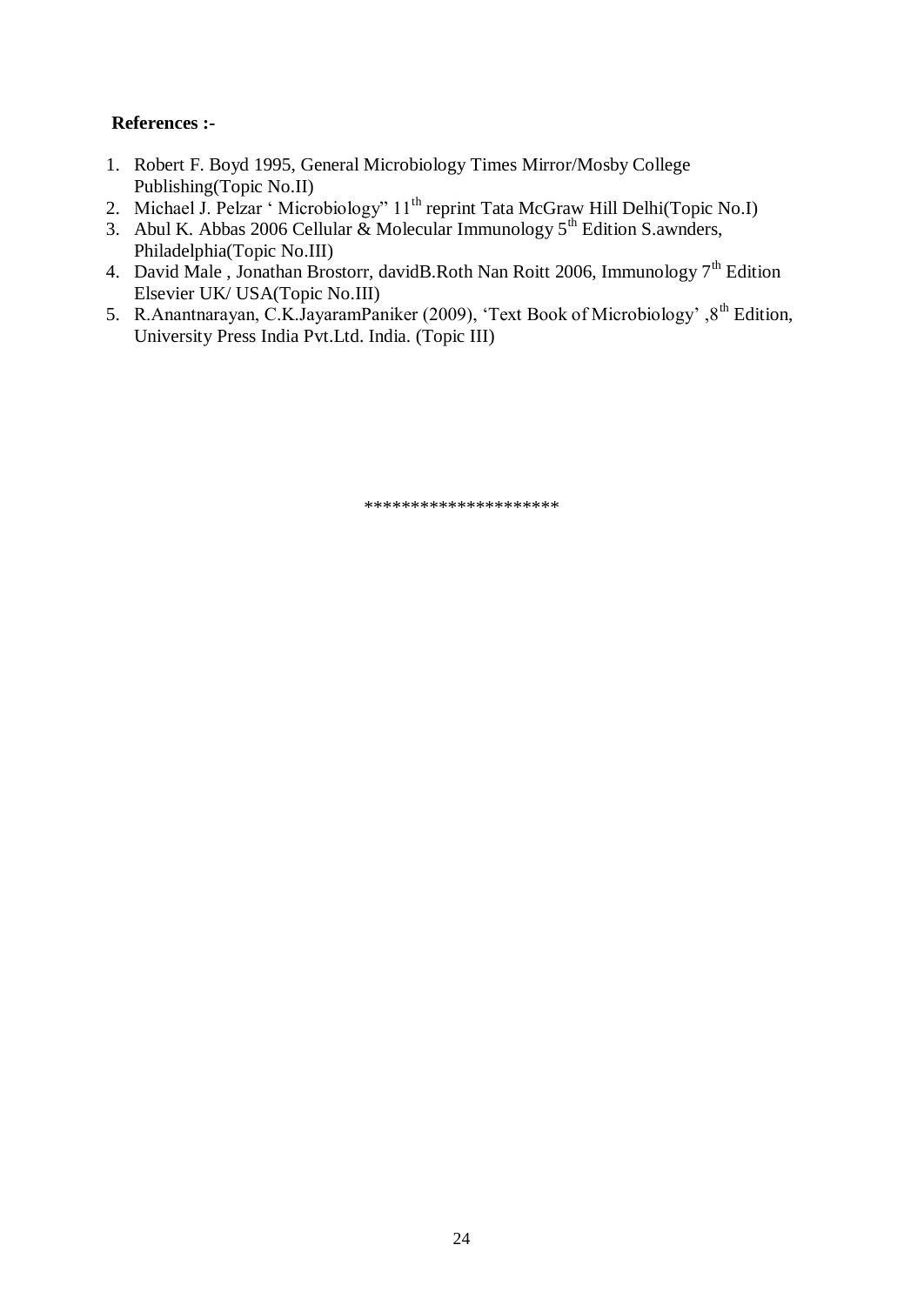**References :-**

1. Robert F. Boyd 1995, General Microbiology Times Mirror/Mosby College Publishing(Topic No.II)
2. Michael J. Pelzar ' Microbiology" 11th reprint Tata McGraw Hill Delhi(Topic No.I)
3. Abul K. Abbas 2006 Cellular & Molecular Immunology 5th Edition S.awnders, Philadelphia(Topic No.III)
4. David Male , Jonathan Brostorr, davidB.Roth Nan Roitt 2006, Immunology 7th Edition Elsevier UK/ USA(Topic No.III)
5. R.Anantnarayan, C.K.JayaramPaniker (2009), 'Text Book of Microbiology' ,8th Edition, University Press India Pvt.Ltd. India. (Topic III)

********************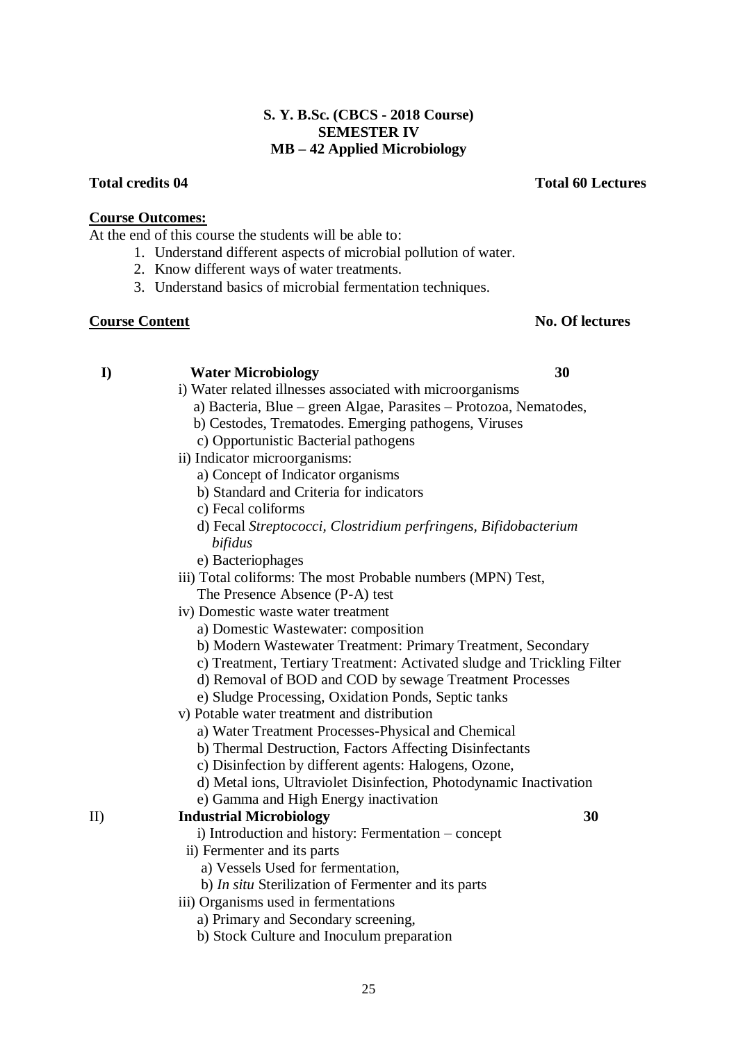**S. Y. B.Sc. (CBCS - 2018 Course)**
**SEMESTER IV**
**MB – 42 Applied Microbiology**

**Total credits 04** **Total 60 Lectures**

**Course Outcomes:**

At the end of this course the students will be able to:

1. Understand different aspects of microbial pollution of water.
2. Know different ways of water treatments.
3. Understand basics of microbial fermentation techniques.

**Course Content** **No. Of lectures**

**I) Water Microbiology** **30**

i) Water related illnesses associated with microorganisms
 a) Bacteria, Blue – green Algae, Parasites – Protozoa, Nematodes,
 b) Cestodes, Trematodes. Emerging pathogens, Viruses
 c) Opportunistic Bacterial pathogens

ii) Indicator microorganisms:
 a) Concept of Indicator organisms
 b) Standard and Criteria for indicators
 c) Fecal coliforms
 d) Fecal *Streptococci, Clostridium perfringens, Bifidobacterium bifidus*
 e) Bacteriophages

iii) Total coliforms: The most Probable numbers (MPN) Test,
 The Presence Absence (P-A) test

iv) Domestic waste water treatment
 a) Domestic Wastewater: composition
 b) Modern Wastewater Treatment: Primary Treatment, Secondary
 c) Treatment, Tertiary Treatment: Activated sludge and Trickling Filter
 d) Removal of BOD and COD by sewage Treatment Processes
 e) Sludge Processing, Oxidation Ponds, Septic tanks

v) Potable water treatment and distribution
 a) Water Treatment Processes-Physical and Chemical
 b) Thermal Destruction, Factors Affecting Disinfectants
 c) Disinfection by different agents: Halogens, Ozone,
 d) Metal ions, Ultraviolet Disinfection, Photodynamic Inactivation
 e) Gamma and High Energy inactivation

**II) Industrial Microbiology** **30**

i) Introduction and history: Fermentation – concept

ii) Fermenter and its parts
 a) Vessels Used for fermentation,
 b) *In situ* Sterilization of Fermenter and its parts

iii) Organisms used in fermentations
 a) Primary and Secondary screening,
 b) Stock Culture and Inoculum preparation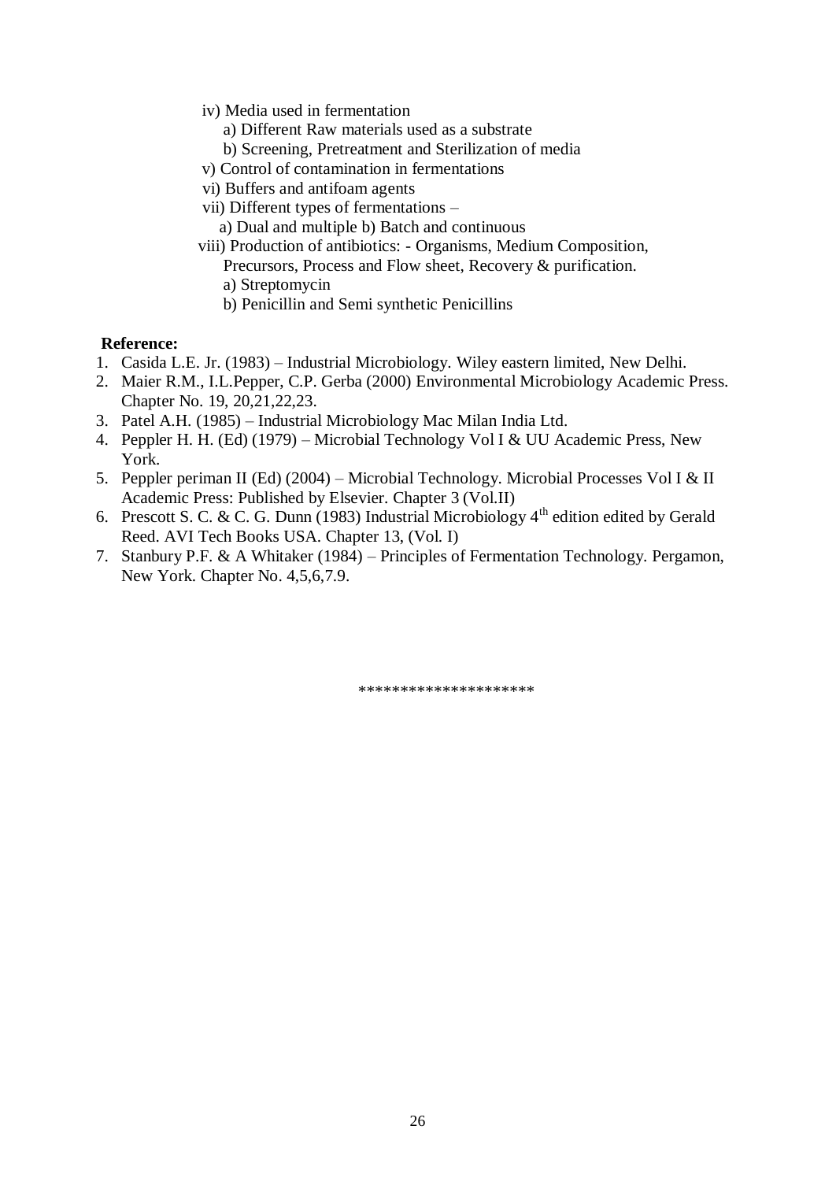iv) Media used in fermentation

 a) Different Raw materials used as a substrate

 b) Screening, Pretreatment and Sterilization of media

v) Control of contamination in fermentations

vi) Buffers and antifoam agents

vii) Different types of fermentations –

 a) Dual and multiple b) Batch and continuous

viii) Production of antibiotics: - Organisms, Medium Composition, Precursors, Process and Flow sheet, Recovery & purification.

 a) Streptomycin

 b) Penicillin and Semi synthetic Penicillins

**Reference:**

1. Casida L.E. Jr. (1983) – Industrial Microbiology. Wiley eastern limited, New Delhi.
2. Maier R.M., I.L.Pepper, C.P. Gerba (2000) Environmental Microbiology Academic Press. Chapter No. 19, 20,21,22,23.
3. Patel A.H. (1985) – Industrial Microbiology Mac Milan India Ltd.
4. Peppler H. H. (Ed) (1979) – Microbial Technology Vol I & UU Academic Press, New York.
5. Peppler periman II (Ed) (2004) – Microbial Technology. Microbial Processes Vol I & II Academic Press: Published by Elsevier. Chapter 3 (Vol.II)
6. Prescott S. C. & C. G. Dunn (1983) Industrial Microbiology 4th edition edited by Gerald Reed. AVI Tech Books USA. Chapter 13, (Vol. I)
7. Stanbury P.F. & A Whitaker (1984) – Principles of Fermentation Technology. Pergamon, New York. Chapter No. 4,5,6,7.9.

********************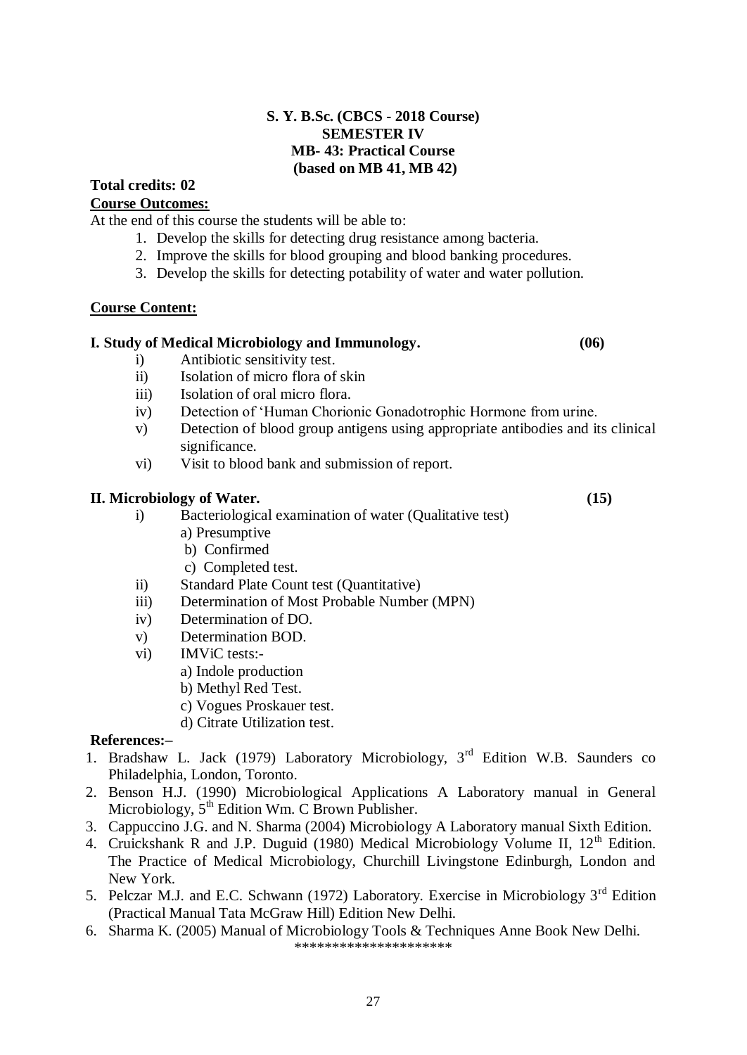**S. Y. B.Sc. (CBCS - 2018 Course)**
**SEMESTER IV**
**MB- 43: Practical Course**
**(based on MB 41, MB 42)**

**Total credits: 02**

**Course Outcomes:**

At the end of this course the students will be able to:

1. Develop the skills for detecting drug resistance among bacteria.
2. Improve the skills for blood grouping and blood banking procedures.
3. Develop the skills for detecting potability of water and water pollution.

**Course Content:**

**I. Study of Medical Microbiology and Immunology. (06)**

- i) Antibiotic sensitivity test.
- ii) Isolation of micro flora of skin
- iii) Isolation of oral micro flora.
- iv) Detection of 'Human Chorionic Gonadotrophic Hormone from urine.
- v) Detection of blood group antigens using appropriate antibodies and its clinical significance.
- vi) Visit to blood bank and submission of report.

**II. Microbiology of Water. (15)**

- i) Bacteriological examination of water (Qualitative test)
  - a) Presumptive
  - b) Confirmed
  - c) Completed test.
- ii) Standard Plate Count test (Quantitative)
- iii) Determination of Most Probable Number (MPN)
- iv) Determination of DO.
- v) Determination BOD.
- vi) IMViC tests:-
  - a) Indole production
  - b) Methyl Red Test.
  - c) Vogues Proskauer test.
  - d) Citrate Utilization test.

**References:–**

1. Bradshaw L. Jack (1979) Laboratory Microbiology, 3rd Edition W.B. Saunders co Philadelphia, London, Toronto.
2. Benson H.J. (1990) Microbiological Applications A Laboratory manual in General Microbiology, 5th Edition Wm. C Brown Publisher.
3. Cappuccino J.G. and N. Sharma (2004) Microbiology A Laboratory manual Sixth Edition.
4. Cruickshank R and J.P. Duguid (1980) Medical Microbiology Volume II, 12th Edition. The Practice of Medical Microbiology, Churchill Livingstone Edinburgh, London and New York.
5. Pelczar M.J. and E.C. Schwann (1972) Laboratory. Exercise in Microbiology 3rd Edition (Practical Manual Tata McGraw Hill) Edition New Delhi.
6. Sharma K. (2005) Manual of Microbiology Tools & Techniques Anne Book New Delhi.

********************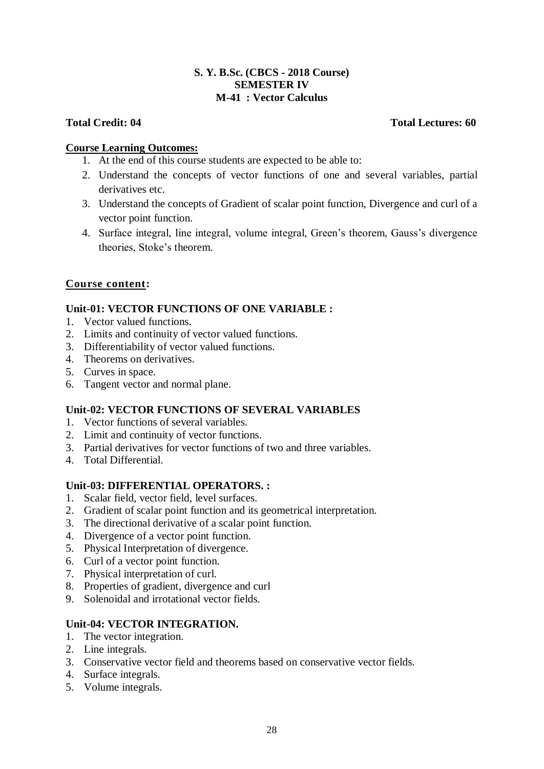**S. Y. B.Sc. (CBCS - 2018 Course)**
**SEMESTER IV**
**M-41 : Vector Calculus**

**Total Credit: 04** **Total Lectures: 60**

**Course Learning Outcomes:**

1. At the end of this course students are expected to be able to:
2. Understand the concepts of vector functions of one and several variables, partial derivatives etc.
3. Understand the concepts of Gradient of scalar point function, Divergence and curl of a vector point function.
4. Surface integral, line integral, volume integral, Green's theorem, Gauss's divergence theories, Stoke's theorem.

**Course content:**

**Unit-01: VECTOR FUNCTIONS OF ONE VARIABLE :**

1. Vector valued functions.
2. Limits and continuity of vector valued functions.
3. Differentiability of vector valued functions.
4. Theorems on derivatives.
5. Curves in space.
6. Tangent vector and normal plane.

**Unit-02: VECTOR FUNCTIONS OF SEVERAL VARIABLES**

1. Vector functions of several variables.
2. Limit and continuity of vector functions.
3. Partial derivatives for vector functions of two and three variables.
4. Total Differential.

**Unit-03: DIFFERENTIAL OPERATORS. :**

1. Scalar field, vector field, level surfaces.
2. Gradient of scalar point function and its geometrical interpretation.
3. The directional derivative of a scalar point function.
4. Divergence of a vector point function.
5. Physical Interpretation of divergence.
6. Curl of a vector point function.
7. Physical interpretation of curl.
8. Properties of gradient, divergence and curl
9. Solenoidal and irrotational vector fields.

**Unit-04: VECTOR INTEGRATION.**

1. The vector integration.
2. Line integrals.
3. Conservative vector field and theorems based on conservative vector fields.
4. Surface integrals.
5. Volume integrals.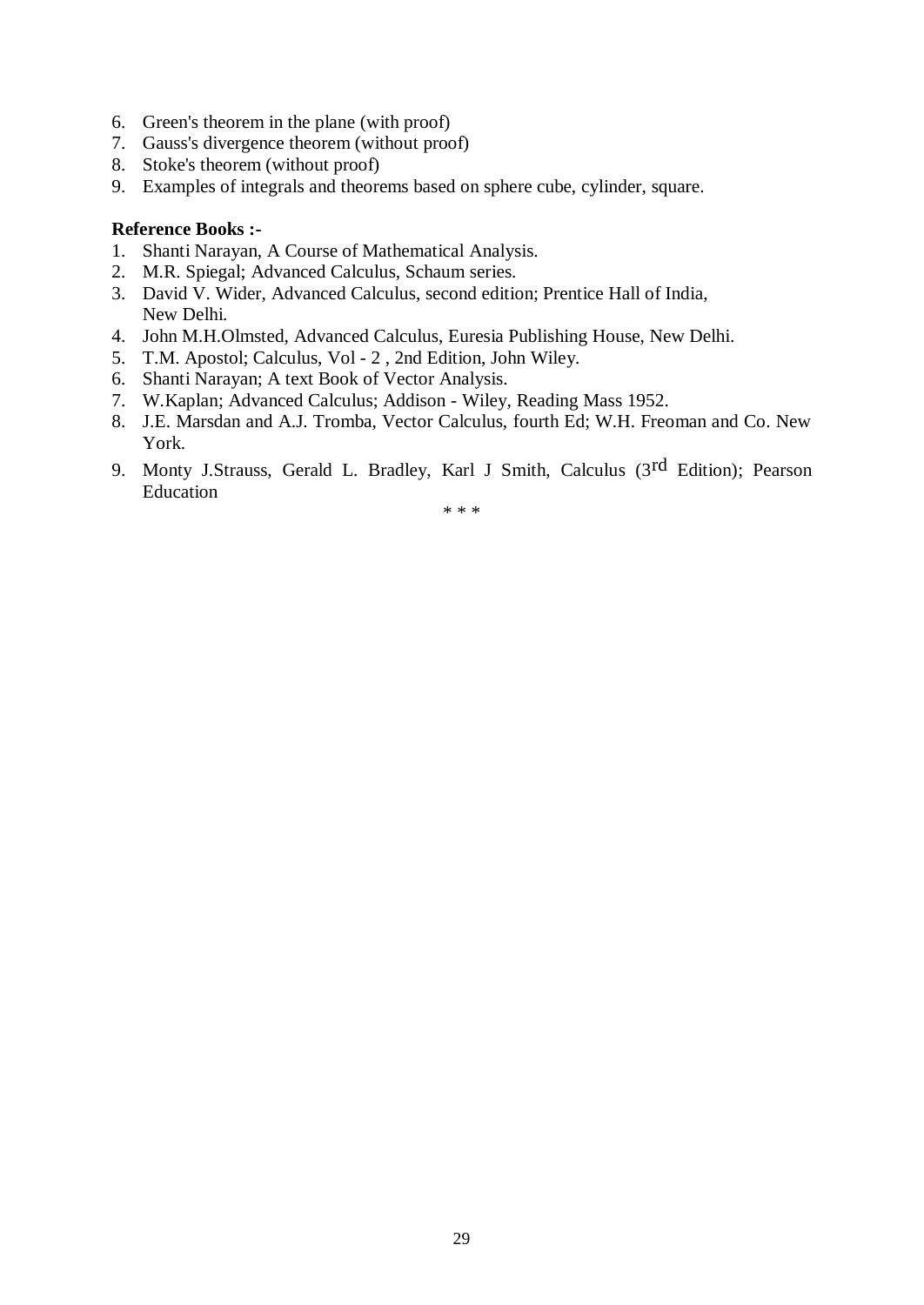6. Green's theorem in the plane (with proof)
7. Gauss's divergence theorem (without proof)
8. Stoke's theorem (without proof)
9. Examples of integrals and theorems based on sphere cube, cylinder, square.

**Reference Books :-**

1. Shanti Narayan, A Course of Mathematical Analysis.
2. M.R. Spiegal; Advanced Calculus, Schaum series.
3. David V. Wider, Advanced Calculus, second edition; Prentice Hall of India, New Delhi.
4. John M.H.Olmsted, Advanced Calculus, Euresia Publishing House, New Delhi.
5. T.M. Apostol; Calculus, Vol - 2 , 2nd Edition, John Wiley.
6. Shanti Narayan; A text Book of Vector Analysis.
7. W.Kaplan; Advanced Calculus; Addison - Wiley, Reading Mass 1952.
8. J.E. Marsdan and A.J. Tromba, Vector Calculus, fourth Ed; W.H. Freoman and Co. New York.
9. Monty J.Strauss, Gerald L. Bradley, Karl J Smith, Calculus (3rd Edition); Pearson Education

\* \* \*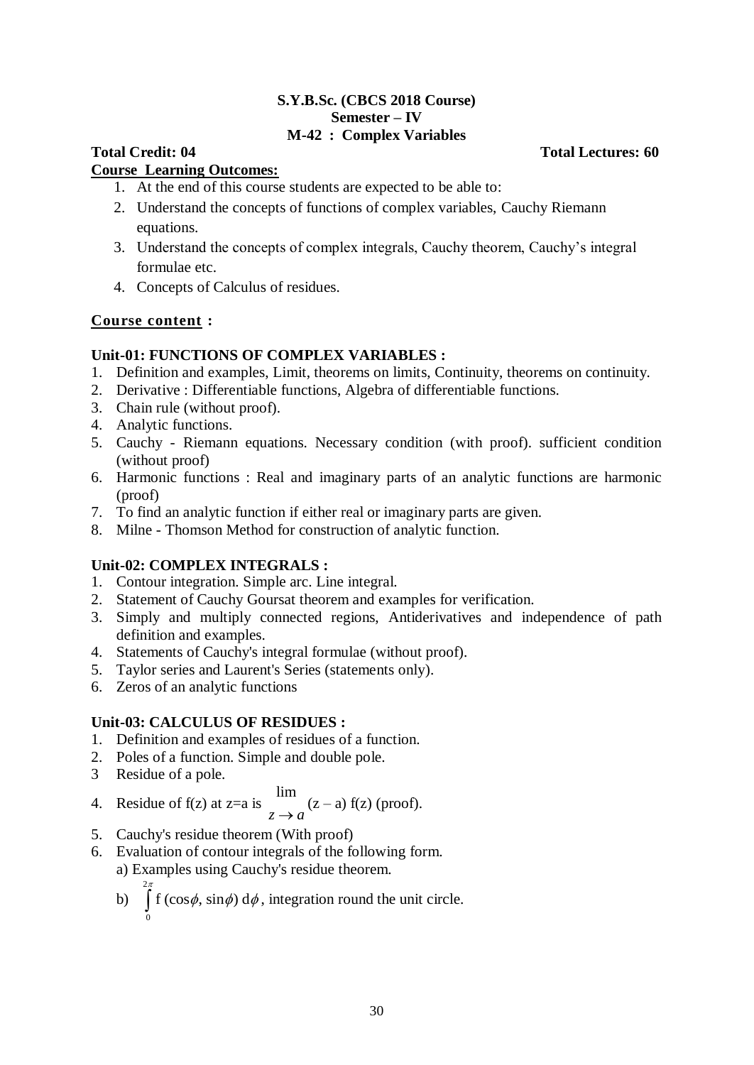**S.Y.B.Sc. (CBCS 2018 Course)**
**Semester – IV**
**M-42 : Complex Variables**

**Total Credit: 04** **Total Lectures: 60**

**Course Learning Outcomes:**

1. At the end of this course students are expected to be able to:
2. Understand the concepts of functions of complex variables, Cauchy Riemann equations.
3. Understand the concepts of complex integrals, Cauchy theorem, Cauchy's integral formulae etc.
4. Concepts of Calculus of residues.

**Course content :**

**Unit-01: FUNCTIONS OF COMPLEX VARIABLES :**

1. Definition and examples, Limit, theorems on limits, Continuity, theorems on continuity.
2. Derivative : Differentiable functions, Algebra of differentiable functions.
3. Chain rule (without proof).
4. Analytic functions.
5. Cauchy - Riemann equations. Necessary condition (with proof). sufficient condition (without proof)
6. Harmonic functions : Real and imaginary parts of an analytic functions are harmonic (proof)
7. To find an analytic function if either real or imaginary parts are given.
8. Milne - Thomson Method for construction of analytic function.

**Unit-02: COMPLEX INTEGRALS :**

1. Contour integration. Simple arc. Line integral.
2. Statement of Cauchy Goursat theorem and examples for verification.
3. Simply and multiply connected regions, Antiderivatives and independence of path definition and examples.
4. Statements of Cauchy's integral formulae (without proof).
5. Taylor series and Laurent's Series (statements only).
6. Zeros of an analytic functions

**Unit-03: CALCULUS OF RESIDUES :**

1. Definition and examples of residues of a function.
2. Poles of a function. Simple and double pole.
3. Residue of a pole.
4. Residue of f(z) at z=a is $\lim\limits_{z \to a} (z - a) f(z)$ (proof).
5. Cauchy's residue theorem (With proof)
6. Evaluation of contour integrals of the following form.
   a) Examples using Cauchy's residue theorem.
   b) $\int_{0}^{2\pi} f(\cos\phi, \sin\phi)\, d\phi$, integration round the unit circle.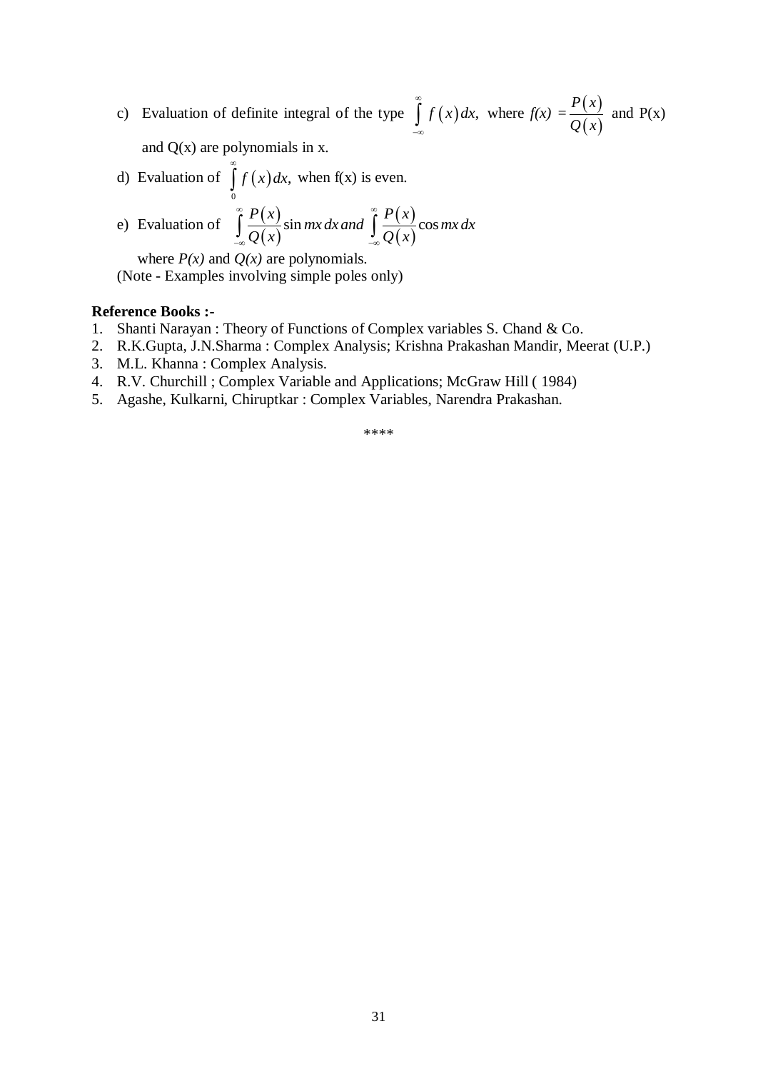c) Evaluation of definite integral of the type $\int_{-\infty}^{\infty} f(x)\,dx$, where $f(x) = \dfrac{P(x)}{Q(x)}$ and P(x) and Q(x) are polynomials in x.

d) Evaluation of $\int_{0}^{\infty} f(x)\,dx$, when f(x) is even.

e) Evaluation of $\int_{-\infty}^{\infty} \dfrac{P(x)}{Q(x)} \sin mx\,dx$ and $\int_{-\infty}^{\infty} \dfrac{P(x)}{Q(x)} \cos mx\,dx$

where *P(x)* and *Q(x)* are polynomials.

(Note - Examples involving simple poles only)

**Reference Books :-**

1. Shanti Narayan : Theory of Functions of Complex variables S. Chand & Co.
2. R.K.Gupta, J.N.Sharma : Complex Analysis; Krishna Prakashan Mandir, Meerat (U.P.)
3. M.L. Khanna : Complex Analysis.
4. R.V. Churchill ; Complex Variable and Applications; McGraw Hill ( 1984)
5. Agashe, Kulkarni, Chiruptkar : Complex Variables, Narendra Prakashan.

****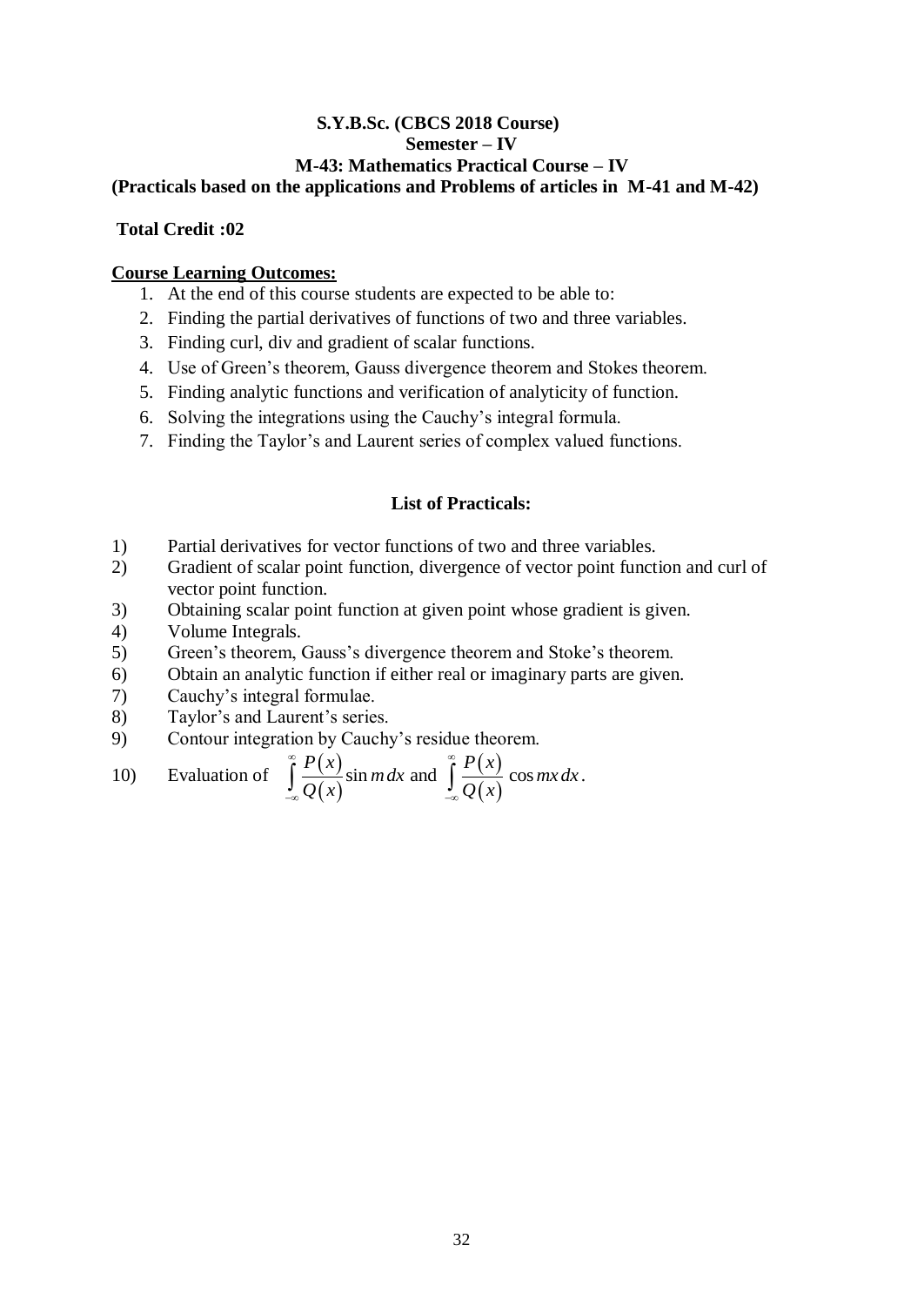**S.Y.B.Sc. (CBCS 2018 Course)**
**Semester – IV**
**M-43: Mathematics Practical Course – IV**
**(Practicals based on the applications and Problems of articles in M-41 and M-42)**

**Total Credit :02**

**Course Learning Outcomes:**

1. At the end of this course students are expected to be able to:
2. Finding the partial derivatives of functions of two and three variables.
3. Finding curl, div and gradient of scalar functions.
4. Use of Green's theorem, Gauss divergence theorem and Stokes theorem.
5. Finding analytic functions and verification of analyticity of function.
6. Solving the integrations using the Cauchy's integral formula.
7. Finding the Taylor's and Laurent series of complex valued functions.

**List of Practicals:**

1) Partial derivatives for vector functions of two and three variables.
2) Gradient of scalar point function, divergence of vector point function and curl of vector point function.
3) Obtaining scalar point function at given point whose gradient is given.
4) Volume Integrals.
5) Green's theorem, Gauss's divergence theorem and Stoke's theorem.
6) Obtain an analytic function if either real or imaginary parts are given.
7) Cauchy's integral formulae.
8) Taylor's and Laurent's series.
9) Contour integration by Cauchy's residue theorem.
10) Evaluation of $\int_{-\infty}^{\infty} \frac{P(x)}{Q(x)} \sin m\, dx$ and $\int_{-\infty}^{\infty} \frac{P(x)}{Q(x)} \cos mx\, dx$.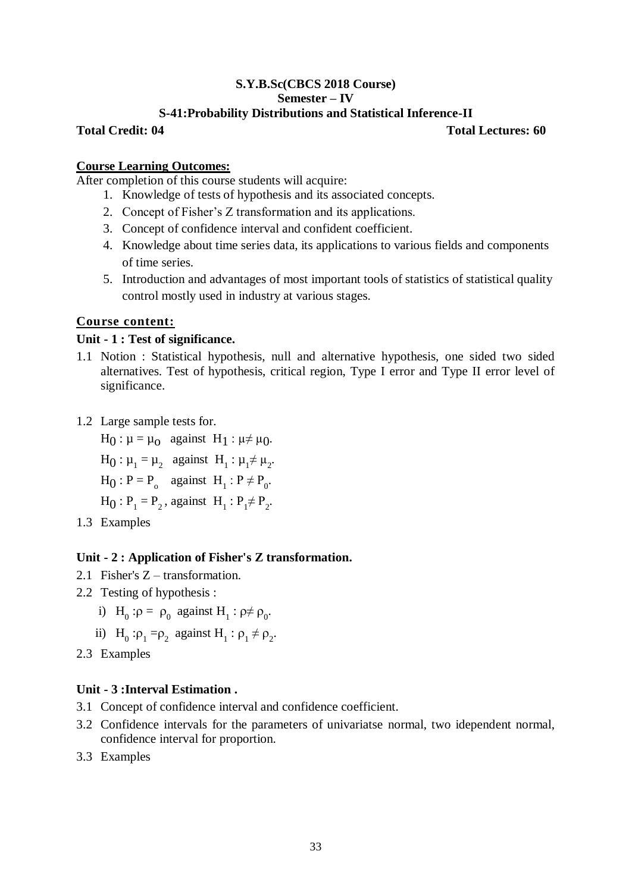**S.Y.B.Sc(CBCS 2018 Course)**

**Semester – IV**

**S-41:Probability Distributions and Statistical Inference-II**

**Total Credit: 04** **Total Lectures: 60**

**Course Learning Outcomes:**

After completion of this course students will acquire:

1. Knowledge of tests of hypothesis and its associated concepts.
2. Concept of Fisher's Z transformation and its applications.
3. Concept of confidence interval and confident coefficient.
4. Knowledge about time series data, its applications to various fields and components of time series.
5. Introduction and advantages of most important tools of statistics of statistical quality control mostly used in industry at various stages.

**Course content:**

**Unit - 1 : Test of significance.**

1.1 Notion : Statistical hypothesis, null and alternative hypothesis, one sided two sided alternatives. Test of hypothesis, critical region, Type I error and Type II error level of significance.

1.2 Large sample tests for.

$H_0 : \mu = \mu_0$ against $H_1 : \mu \neq \mu_0$.

$H_0 : \mu_1 = \mu_2$ against $H_1 : \mu_1 \neq \mu_2$.

$H_0 : P = P_o$ against $H_1 : P \neq P_0$.

$H_0 : P_1 = P_2$, against $H_1 : P_1 \neq P_2$.

1.3 Examples

**Unit - 2 : Application of Fisher's Z transformation.**

2.1 Fisher's Z – transformation.

2.2 Testing of hypothesis :

i) $H_0 : \rho = \rho_0$ against $H_1 : \rho \neq \rho_0$.

ii) $H_0 : \rho_1 = \rho_2$ against $H_1 : \rho_1 \neq \rho_2$.

2.3 Examples

**Unit - 3 :Interval Estimation .**

3.1 Concept of confidence interval and confidence coefficient.

3.2 Confidence intervals for the parameters of univariatse normal, two idependent normal, confidence interval for proportion.

3.3 Examples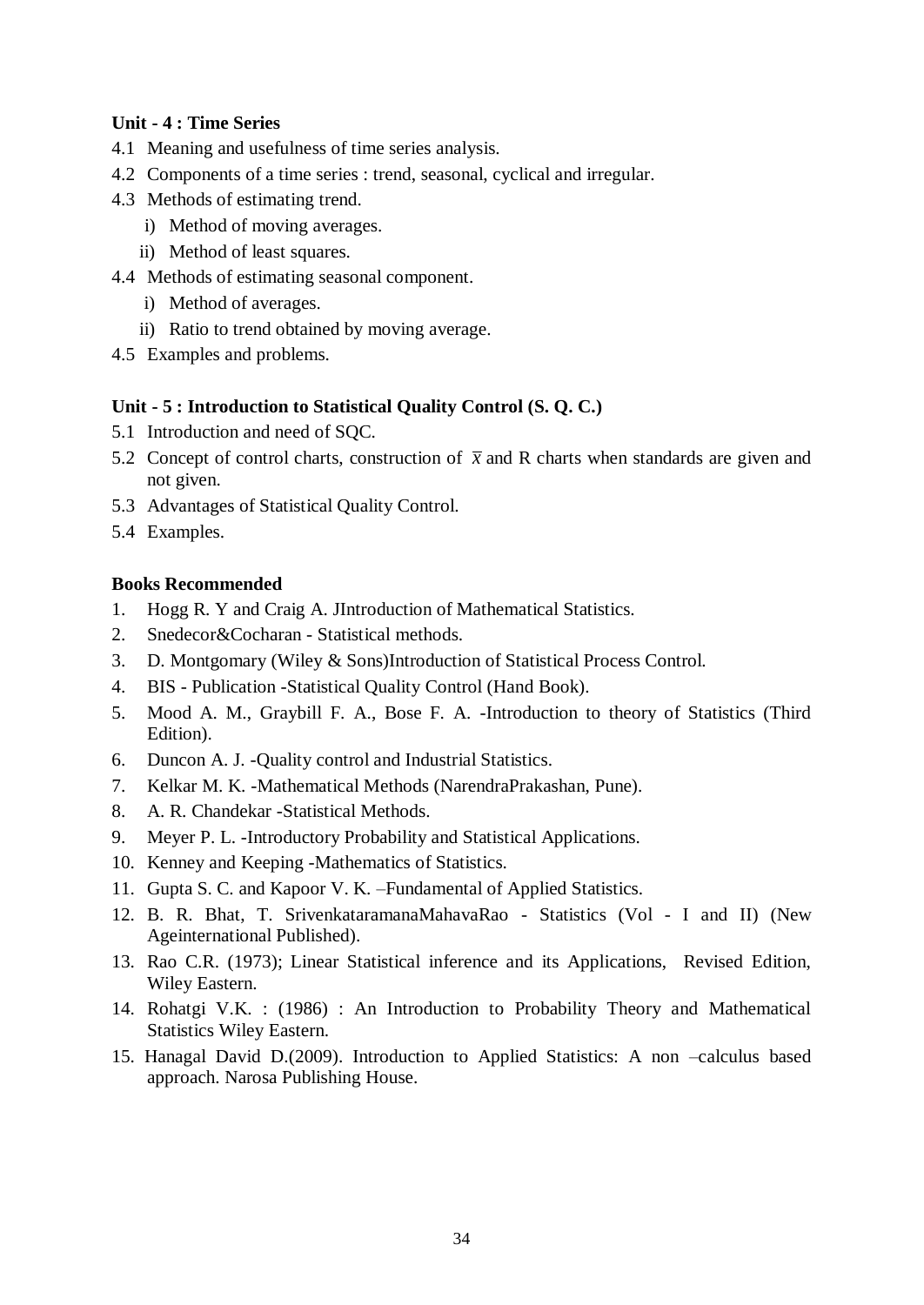**Unit - 4 : Time Series**

4.1 Meaning and usefulness of time series analysis.

4.2 Components of a time series : trend, seasonal, cyclical and irregular.

4.3 Methods of estimating trend.

 i) Method of moving averages.

 ii) Method of least squares.

4.4 Methods of estimating seasonal component.

 i) Method of averages.

 ii) Ratio to trend obtained by moving average.

4.5 Examples and problems.

**Unit - 5 : Introduction to Statistical Quality Control (S. Q. C.)**

5.1 Introduction and need of SQC.

5.2 Concept of control charts, construction of $\bar{x}$ and R charts when standards are given and not given.

5.3 Advantages of Statistical Quality Control.

5.4 Examples.

**Books Recommended**

1. Hogg R. Y and Craig A. JIntroduction of Mathematical Statistics.
2. Snedecor&Cocharan - Statistical methods.
3. D. Montgomary (Wiley & Sons)Introduction of Statistical Process Control.
4. BIS - Publication -Statistical Quality Control (Hand Book).
5. Mood A. M., Graybill F. A., Bose F. A. -Introduction to theory of Statistics (Third Edition).
6. Duncon A. J. -Quality control and Industrial Statistics.
7. Kelkar M. K. -Mathematical Methods (NarendraPrakashan, Pune).
8. A. R. Chandekar -Statistical Methods.
9. Meyer P. L. -Introductory Probability and Statistical Applications.
10. Kenney and Keeping -Mathematics of Statistics.
11. Gupta S. C. and Kapoor V. K. –Fundamental of Applied Statistics.
12. B. R. Bhat, T. SrivenkataramanaMahavaRao - Statistics (Vol - I and II) (New Ageinternational Published).
13. Rao C.R. (1973); Linear Statistical inference and its Applications, Revised Edition, Wiley Eastern.
14. Rohatgi V.K. : (1986) : An Introduction to Probability Theory and Mathematical Statistics Wiley Eastern.
15. Hanagal David D.(2009). Introduction to Applied Statistics: A non –calculus based approach. Narosa Publishing House.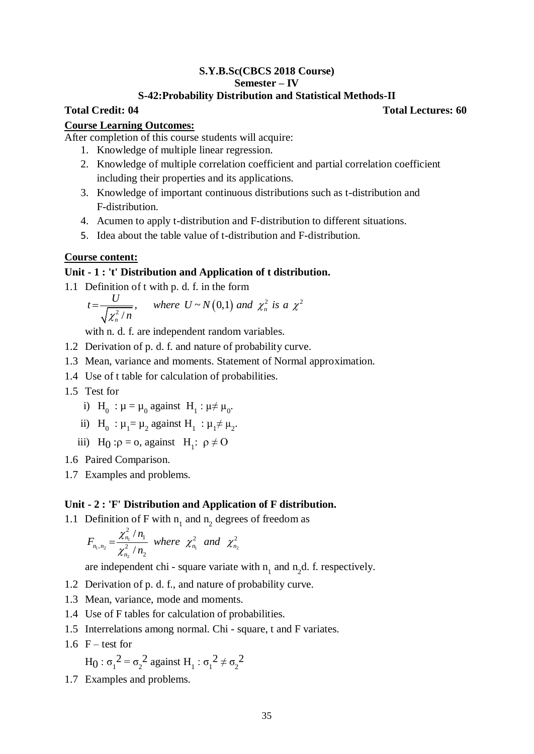**S.Y.B.Sc(CBCS 2018 Course)**
**Semester – IV**
**S-42:Probability Distribution and Statistical Methods-II**

**Total Credit: 04** **Total Lectures: 60**

**Course Learning Outcomes:**

After completion of this course students will acquire:

1. Knowledge of multiple linear regression.
2. Knowledge of multiple correlation coefficient and partial correlation coefficient including their properties and its applications.
3. Knowledge of important continuous distributions such as t-distribution and F-distribution.
4. Acumen to apply t-distribution and F-distribution to different situations.
5. Idea about the table value of t-distribution and F-distribution.

**Course content:**

**Unit - 1 : 't' Distribution and Application of t distribution.**

1.1 Definition of t with p. d. f. in the form

$$t = \frac{U}{\sqrt{\chi_n^2 / n}}, \quad \text{where } U \sim N(0,1) \text{ and } \chi_n^2 \text{ is a } \chi^2$$

with n. d. f. are independent random variables.

1.2 Derivation of p. d. f. and nature of probability curve.

1.3 Mean, variance and moments. Statement of Normal approximation.

1.4 Use of t table for calculation of probabilities.

1.5 Test for

i) $H_0 : \mu = \mu_0$ against $H_1 : \mu \neq \mu_0$.

ii) $H_0 : \mu_1 = \mu_2$ against $H_1 : \mu_1 \neq \mu_2$.

iii) $H_0 : \rho = 0$, against $H_1 : \rho \neq 0$

1.6 Paired Comparison.

1.7 Examples and problems.

**Unit - 2 : 'F' Distribution and Application of F distribution.**

1.1 Definition of F with $n_1$ and $n_2$ degrees of freedom as

$$F_{n_1, n_2} = \frac{\chi_{n_1}^2 / n_1}{\chi_{n_2}^2 / n_2} \quad \text{where } \chi_{n_1}^2 \text{ and } \chi_{n_2}^2$$

are independent chi - square variate with $n_1$ and $n_2$ d. f. respectively.

1.2 Derivation of p. d. f., and nature of probability curve.

1.3 Mean, variance, mode and moments.

1.4 Use of F tables for calculation of probabilities.

1.5 Interrelations among normal. Chi - square, t and F variates.

1.6 F – test for

$H_0 : \sigma_1^2 = \sigma_2^2$ against $H_1 : \sigma_1^2 \neq \sigma_2^2$

1.7 Examples and problems.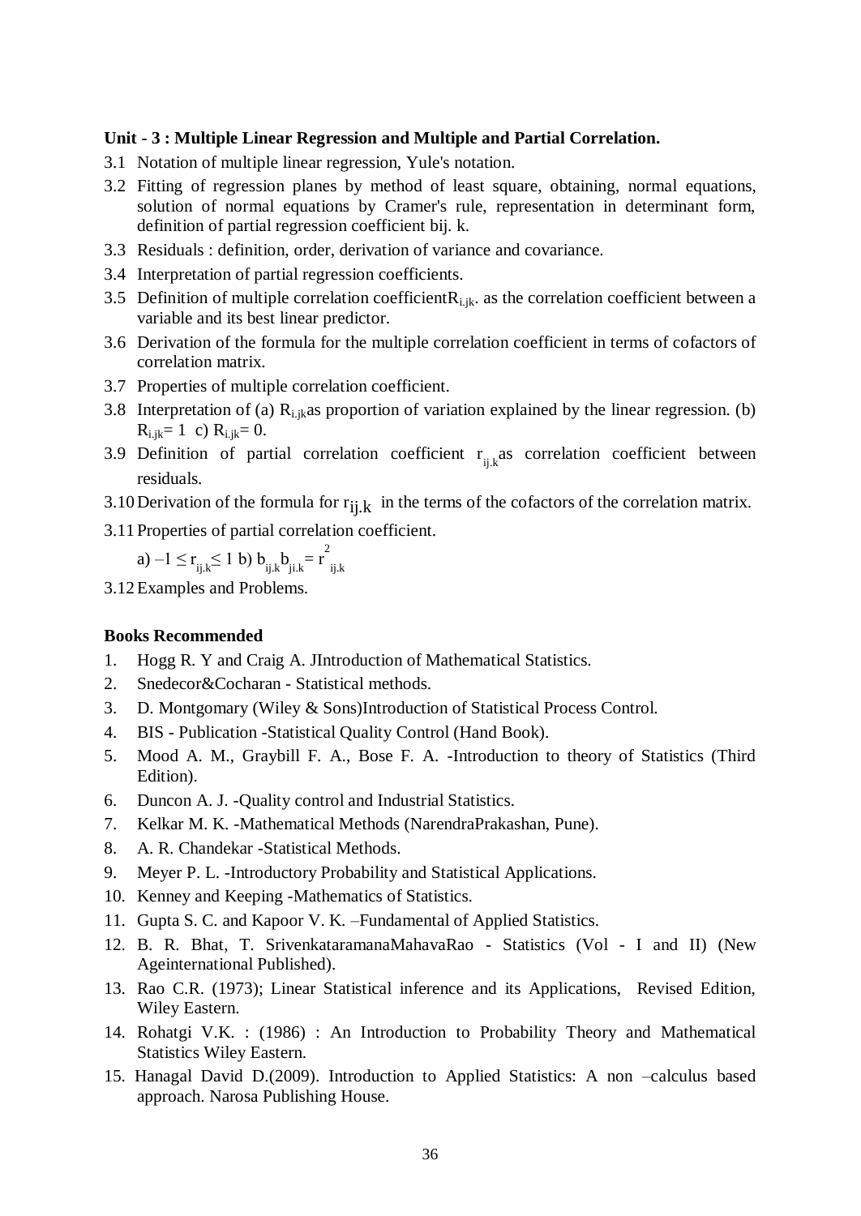**Unit - 3 : Multiple Linear Regression and Multiple and Partial Correlation.**

3.1 Notation of multiple linear regression, Yule's notation.

3.2 Fitting of regression planes by method of least square, obtaining, normal equations, solution of normal equations by Cramer's rule, representation in determinant form, definition of partial regression coefficient bij. k.

3.3 Residuals : definition, order, derivation of variance and covariance.

3.4 Interpretation of partial regression coefficients.

3.5 Definition of multiple correlation coefficient$R_{i.jk}$. as the correlation coefficient between a variable and its best linear predictor.

3.6 Derivation of the formula for the multiple correlation coefficient in terms of cofactors of correlation matrix.

3.7 Properties of multiple correlation coefficient.

3.8 Interpretation of (a) $R_{i.jk}$as proportion of variation explained by the linear regression. (b) $R_{i.jk}= 1$ c) $R_{i.jk}= 0$.

3.9 Definition of partial correlation coefficient $r_{ij.k}$as correlation coefficient between residuals.

3.10 Derivation of the formula for $r_{ij.k}$ in the terms of the cofactors of the correlation matrix.

3.11 Properties of partial correlation coefficient.

a) $-1 \leq r_{ij.k} \leq 1$ b) $b_{ij.k} b_{ji.k} = r^2_{ij.k}$

3.12 Examples and Problems.

**Books Recommended**

1. Hogg R. Y and Craig A. JIntroduction of Mathematical Statistics.
2. Snedecor&Cocharan - Statistical methods.
3. D. Montgomary (Wiley & Sons)Introduction of Statistical Process Control.
4. BIS - Publication -Statistical Quality Control (Hand Book).
5. Mood A. M., Graybill F. A., Bose F. A. -Introduction to theory of Statistics (Third Edition).
6. Duncon A. J. -Quality control and Industrial Statistics.
7. Kelkar M. K. -Mathematical Methods (NarendraPrakashan, Pune).
8. A. R. Chandekar -Statistical Methods.
9. Meyer P. L. -Introductory Probability and Statistical Applications.
10. Kenney and Keeping -Mathematics of Statistics.
11. Gupta S. C. and Kapoor V. K. –Fundamental of Applied Statistics.
12. B. R. Bhat, T. SrivenkataramanaMahavaRao - Statistics (Vol - I and II) (New Ageinternational Published).
13. Rao C.R. (1973); Linear Statistical inference and its Applications, Revised Edition, Wiley Eastern.
14. Rohatgi V.K. : (1986) : An Introduction to Probability Theory and Mathematical Statistics Wiley Eastern.
15. Hanagal David D.(2009). Introduction to Applied Statistics: A non –calculus based approach. Narosa Publishing House.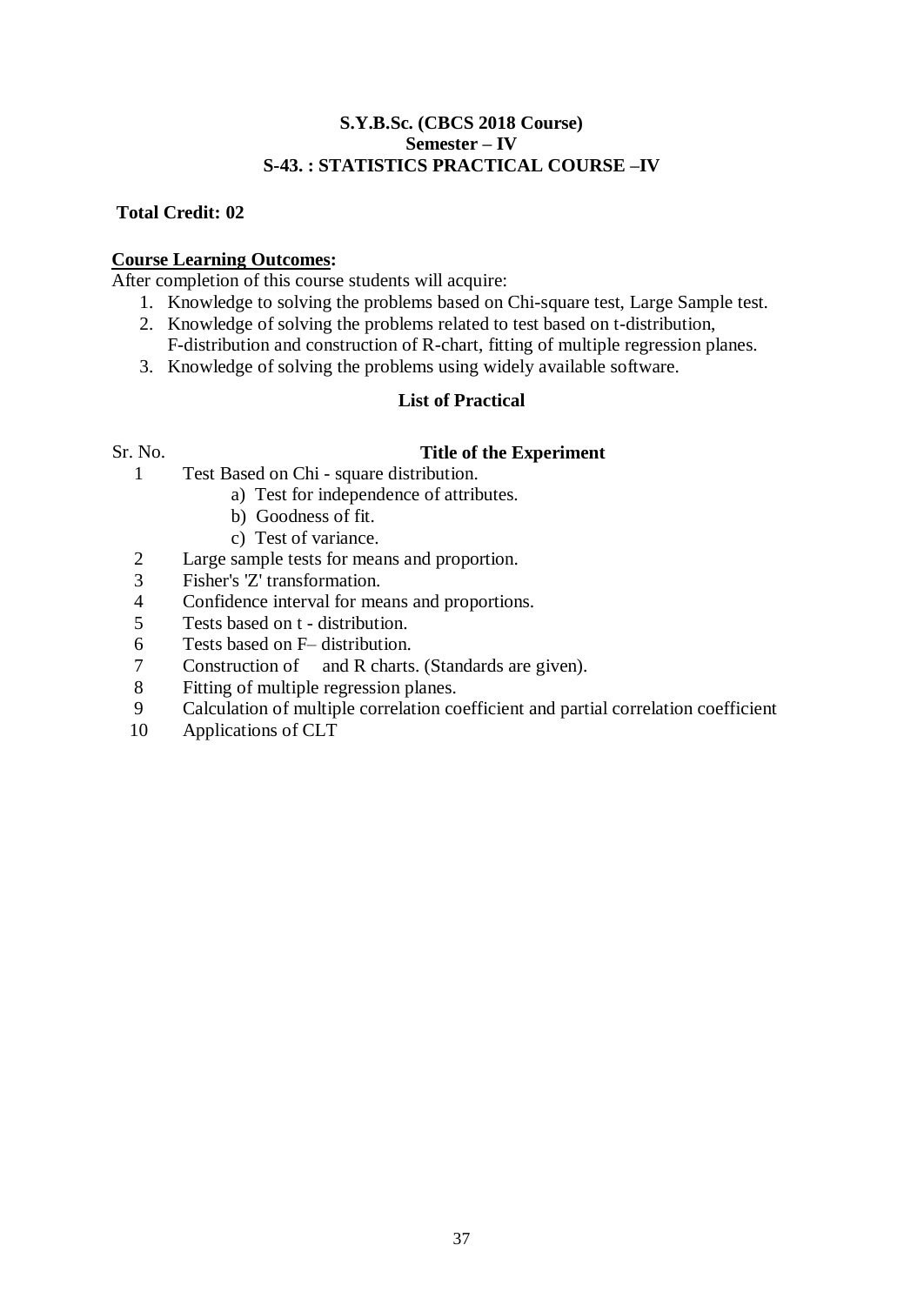**S.Y.B.Sc. (CBCS 2018 Course)**
**Semester – IV**
**S-43. : STATISTICS PRACTICAL COURSE –IV**

**Total Credit: 02**

**Course Learning Outcomes:**

After completion of this course students will acquire:

1. Knowledge to solving the problems based on Chi-square test, Large Sample test.
2. Knowledge of solving the problems related to test based on t-distribution, F-distribution and construction of R-chart, fitting of multiple regression planes.
3. Knowledge of solving the problems using widely available software.

**List of Practical**

| Sr. No. | Title of the Experiment |
|---|---|
| 1 | Test Based on Chi - square distribution.<br>a) Test for independence of attributes.<br>b) Goodness of fit.<br>c) Test of variance. |
| 2 | Large sample tests for means and proportion. |
| 3 | Fisher's 'Z' transformation. |
| 4 | Confidence interval for means and proportions. |
| 5 | Tests based on t - distribution. |
| 6 | Tests based on F– distribution. |
| 7 | Construction of and R charts. (Standards are given). |
| 8 | Fitting of multiple regression planes. |
| 9 | Calculation of multiple correlation coefficient and partial correlation coefficient |
| 10 | Applications of CLT |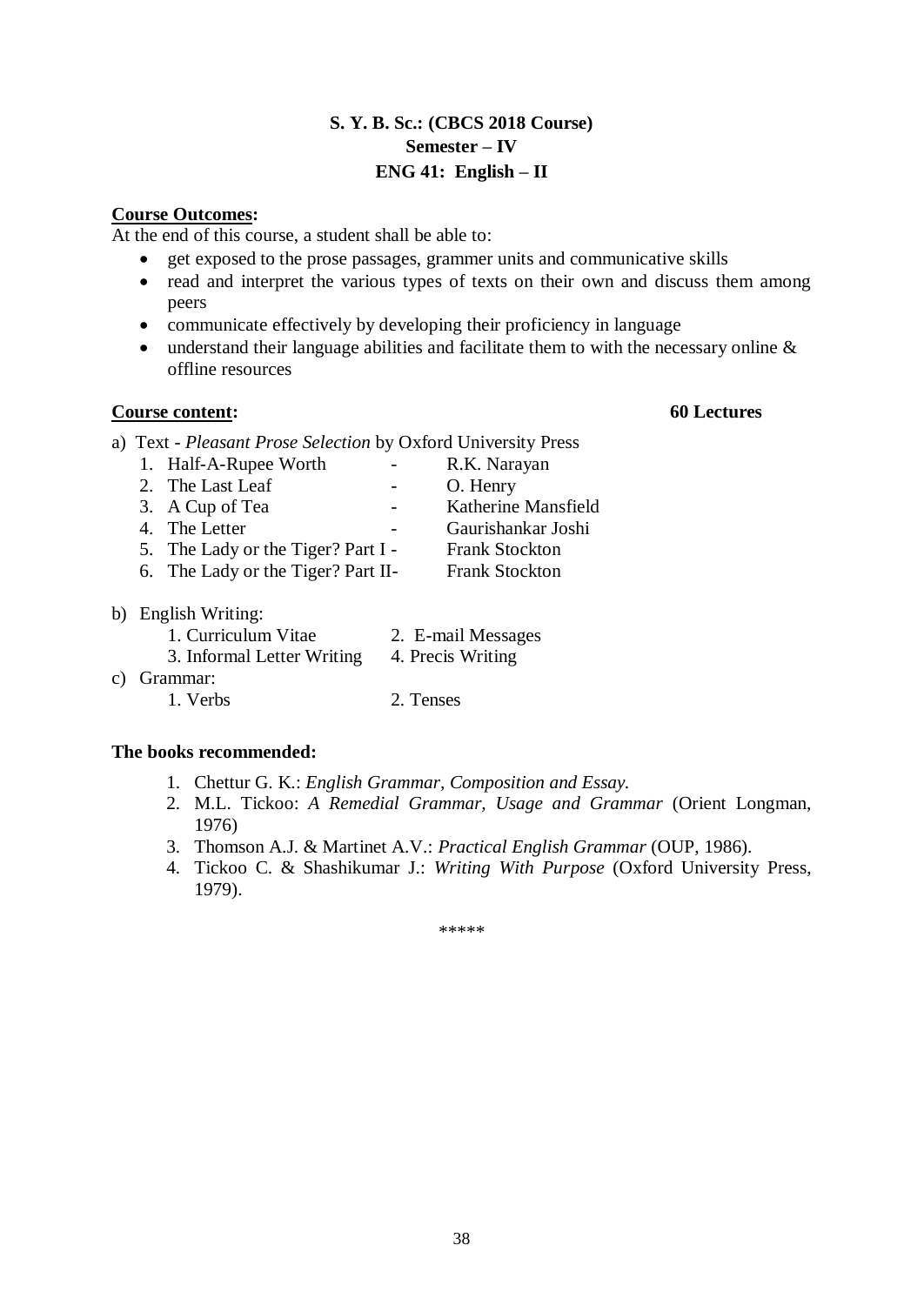**S. Y. B. Sc.: (CBCS 2018 Course)**
**Semester – IV**
**ENG 41: English – II**

**Course Outcomes:**

At the end of this course, a student shall be able to:

- get exposed to the prose passages, grammer units and communicative skills
- read and interpret the various types of texts on their own and discuss them among peers
- communicate effectively by developing their proficiency in language
- understand their language abilities and facilitate them to with the necessary online & offline resources

**Course content:** **60 Lectures**

a) Text - *Pleasant Prose Selection* by Oxford University Press

1. Half-A-Rupee Worth - R.K. Narayan
2. The Last Leaf - O. Henry
3. A Cup of Tea - Katherine Mansfield
4. The Letter - Gaurishankar Joshi
5. The Lady or the Tiger? Part I - Frank Stockton
6. The Lady or the Tiger? Part II- Frank Stockton

b) English Writing:

1. Curriculum Vitae
2. E-mail Messages
3. Informal Letter Writing
4. Precis Writing

c) Grammar:

1. Verbs
2. Tenses

**The books recommended:**

1. Chettur G. K.: *English Grammar, Composition and Essay.*
2. M.L. Tickoo: *A Remedial Grammar, Usage and Grammar* (Orient Longman, 1976)
3. Thomson A.J. & Martinet A.V.: *Practical English Grammar* (OUP, 1986).
4. Tickoo C. & Shashikumar J.: *Writing With Purpose* (Oxford University Press, 1979).

\*\*\*\*\*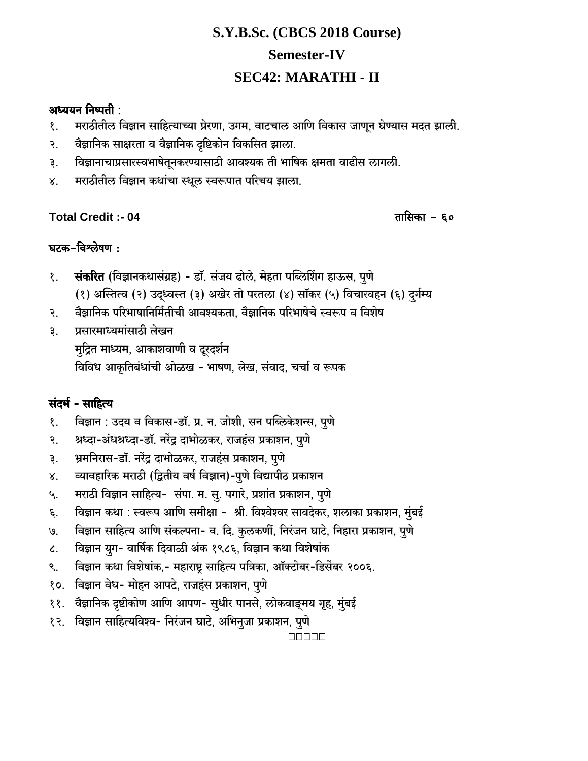# S.Y.B.Sc. (CBCS 2018 Course)

## Semester-IV

## SEC42: MARATHI - II

**अध्ययन निष्पती :**

१. मराठीतील विज्ञान साहित्याच्या प्रेरणा, उगम, वाटचाल आणि विकास जाणून घेण्यास मदत झाली.
२. वैज्ञानिक साक्षरता व वैज्ञानिक दृष्टिकोन विकसित झाला.
३. विज्ञानाचाप्रसारस्वभाषेतूनकरण्यासाठी आवश्यक ती भाषिक क्षमता वाढीस लागली.
४. मराठीतील विज्ञान कथांचा स्थूल स्वरूपात परिचय झाला.

**Total Credit :- 04** **तासिका – ६०**

**घटक–विश्लेषण :**

१. **संकरित** (विज्ञानकथासंग्रह) - डॉ. संजय ढोले, मेहता पब्लिशिंग हाऊस, पुणे
 (१) अस्तित्व (२) उद्ध्वस्त (३) अखेर तो परतला (४) सॉकर (५) विचारवहन (६) दुर्गम्य
२. वैज्ञानिक परिभाषानिर्मितीची आवश्यकता, वैज्ञानिक परिभाषेचे स्वरूप व विशेष
३. प्रसारमाध्यमांसाठी लेखन
 मुद्रित माध्यम, आकाशवाणी व दूरदर्शन
 विविध आकृतिबंधांची ओळख - भाषण, लेख, संवाद, चर्चा व रूपक

**संदर्भ - साहित्य**

१. विज्ञान : उदय व विकास-डॉ. प्र. न. जोशी, सन पब्लिकेशन्स, पुणे
२. श्रध्दा-अंधश्रध्दा-डॉ. नरेंद्र दाभोळकर, राजहंस प्रकाशन, पुणे
३. भ्रमनिरास-डॉ. नरेंद्र दाभोळकर, राजहंस प्रकाशन, पुणे
४. व्यावहारिक मराठी (द्वितीय वर्ष विज्ञान)-पुणे विद्यापीठ प्रकाशन
५. मराठी विज्ञान साहित्य- संपा. म. सु. पगारे, प्रशांत प्रकाशन, पुणे
६. विज्ञान कथा : स्वरूप आणि समीक्षा - श्री. विश्वेश्वर सावदेकर, शलाका प्रकाशन, मुंबई
७. विज्ञान साहित्य आणि संकल्पना- व. दि. कुलकर्णी, निरंजन घाटे, निहारा प्रकाशन, पुणे
८. विज्ञान युग- वार्षिक दिवाळी अंक १९८६, विज्ञान कथा विशेषांक
९. विज्ञान कथा विशेषांक,- महाराष्ट्र साहित्य पत्रिका, ऑक्टोबर-डिसेंबर २००६.
१०. विज्ञान वेध- मोहन आपटे, राजहंस प्रकाशन, पुणे
११. वैज्ञानिक दृष्टीकोण आणि आपण- सुधीर पानसे, लोकवाङ्मय गृह, मुंबई
१२. विज्ञान साहित्यविश्व- निरंजन घाटे, अभिनुजा प्रकाशन, पुणे